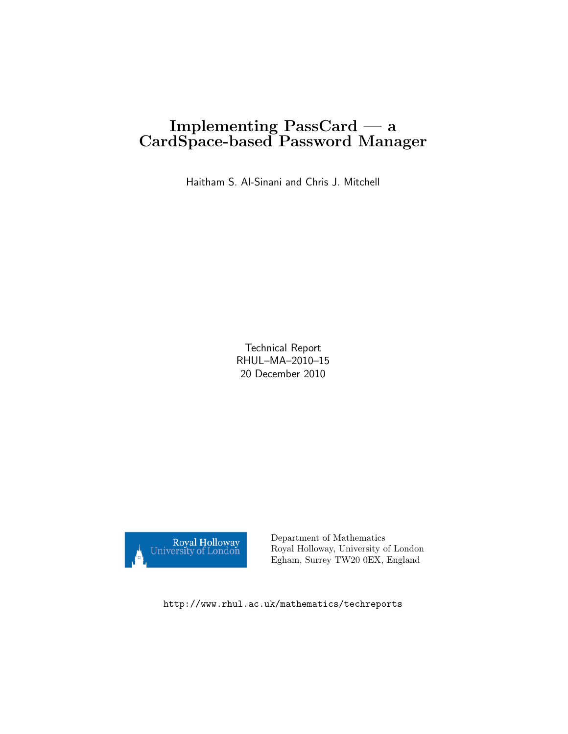# Implementing PassCard — a CardSpace-based Password Manager

Haitham S. Al-Sinani and Chris J. Mitchell

Technical Report
RHUL–MA–2010–15
20 December 2010

Royal Holloway University of London

Department of Mathematics
Royal Holloway, University of London
Egham, Surrey TW20 0EX, England

http://www.rhul.ac.uk/mathematics/techreports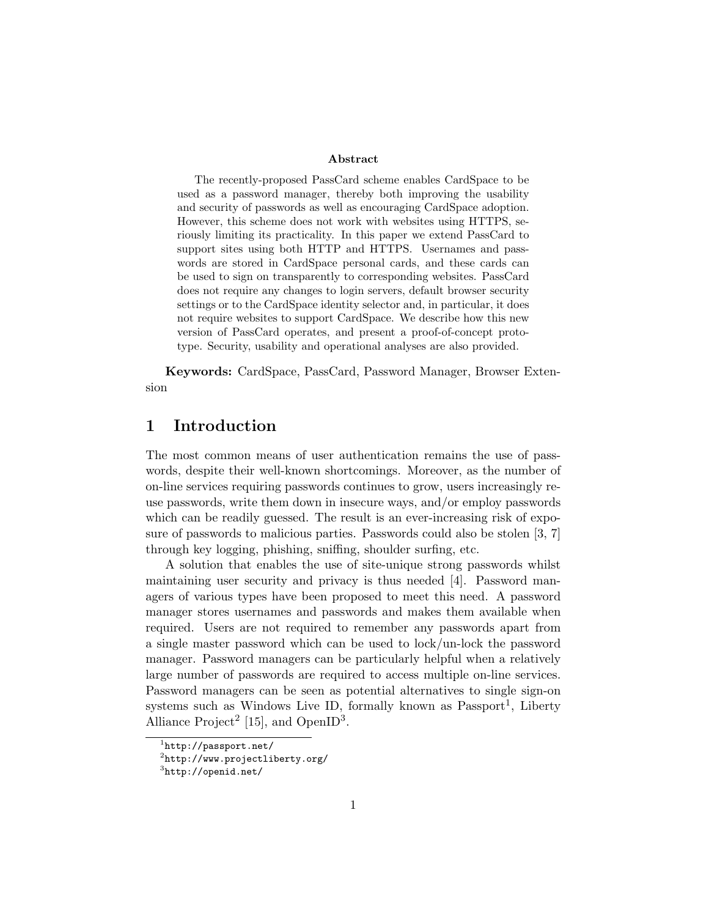**Abstract**

The recently-proposed PassCard scheme enables CardSpace to be used as a password manager, thereby both improving the usability and security of passwords as well as encouraging CardSpace adoption. However, this scheme does not work with websites using HTTPS, seriously limiting its practicality. In this paper we extend PassCard to support sites using both HTTP and HTTPS. Usernames and passwords are stored in CardSpace personal cards, and these cards can be used to sign on transparently to corresponding websites. PassCard does not require any changes to login servers, default browser security settings or to the CardSpace identity selector and, in particular, it does not require websites to support CardSpace. We describe how this new version of PassCard operates, and present a proof-of-concept prototype. Security, usability and operational analyses are also provided.

**Keywords:** CardSpace, PassCard, Password Manager, Browser Extension

# 1 Introduction

The most common means of user authentication remains the use of passwords, despite their well-known shortcomings. Moreover, as the number of on-line services requiring passwords continues to grow, users increasingly re-use passwords, write them down in insecure ways, and/or employ passwords which can be readily guessed. The result is an ever-increasing risk of exposure of passwords to malicious parties. Passwords could also be stolen [3, 7] through key logging, phishing, sniffing, shoulder surfing, etc.

A solution that enables the use of site-unique strong passwords whilst maintaining user security and privacy is thus needed [4]. Password managers of various types have been proposed to meet this need. A password manager stores usernames and passwords and makes them available when required. Users are not required to remember any passwords apart from a single master password which can be used to lock/un-lock the password manager. Password managers can be particularly helpful when a relatively large number of passwords are required to access multiple on-line services. Password managers can be seen as potential alternatives to single sign-on systems such as Windows Live ID, formally known as Passport[1], Liberty Alliance Project[2] [15], and OpenID[3].

[1] http://passport.net/

[2] http://www.projectliberty.org/

[3] http://openid.net/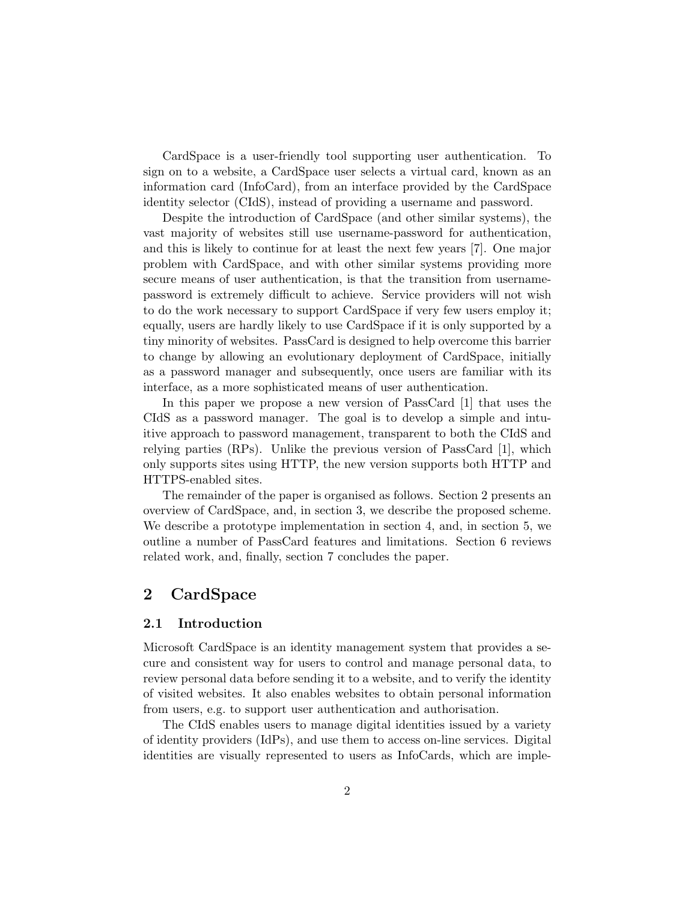CardSpace is a user-friendly tool supporting user authentication. To sign on to a website, a CardSpace user selects a virtual card, known as an information card (InfoCard), from an interface provided by the CardSpace identity selector (CIdS), instead of providing a username and password.

Despite the introduction of CardSpace (and other similar systems), the vast majority of websites still use username-password for authentication, and this is likely to continue for at least the next few years [7]. One major problem with CardSpace, and with other similar systems providing more secure means of user authentication, is that the transition from username-password is extremely difficult to achieve. Service providers will not wish to do the work necessary to support CardSpace if very few users employ it; equally, users are hardly likely to use CardSpace if it is only supported by a tiny minority of websites. PassCard is designed to help overcome this barrier to change by allowing an evolutionary deployment of CardSpace, initially as a password manager and subsequently, once users are familiar with its interface, as a more sophisticated means of user authentication.

In this paper we propose a new version of PassCard [1] that uses the CIdS as a password manager. The goal is to develop a simple and intuitive approach to password management, transparent to both the CIdS and relying parties (RPs). Unlike the previous version of PassCard [1], which only supports sites using HTTP, the new version supports both HTTP and HTTPS-enabled sites.

The remainder of the paper is organised as follows. Section 2 presents an overview of CardSpace, and, in section 3, we describe the proposed scheme. We describe a prototype implementation in section 4, and, in section 5, we outline a number of PassCard features and limitations. Section 6 reviews related work, and, finally, section 7 concludes the paper.

## 2 CardSpace

### 2.1 Introduction

Microsoft CardSpace is an identity management system that provides a secure and consistent way for users to control and manage personal data, to review personal data before sending it to a website, and to verify the identity of visited websites. It also enables websites to obtain personal information from users, e.g. to support user authentication and authorisation.

The CIdS enables users to manage digital identities issued by a variety of identity providers (IdPs), and use them to access on-line services. Digital identities are visually represented to users as InfoCards, which are imple-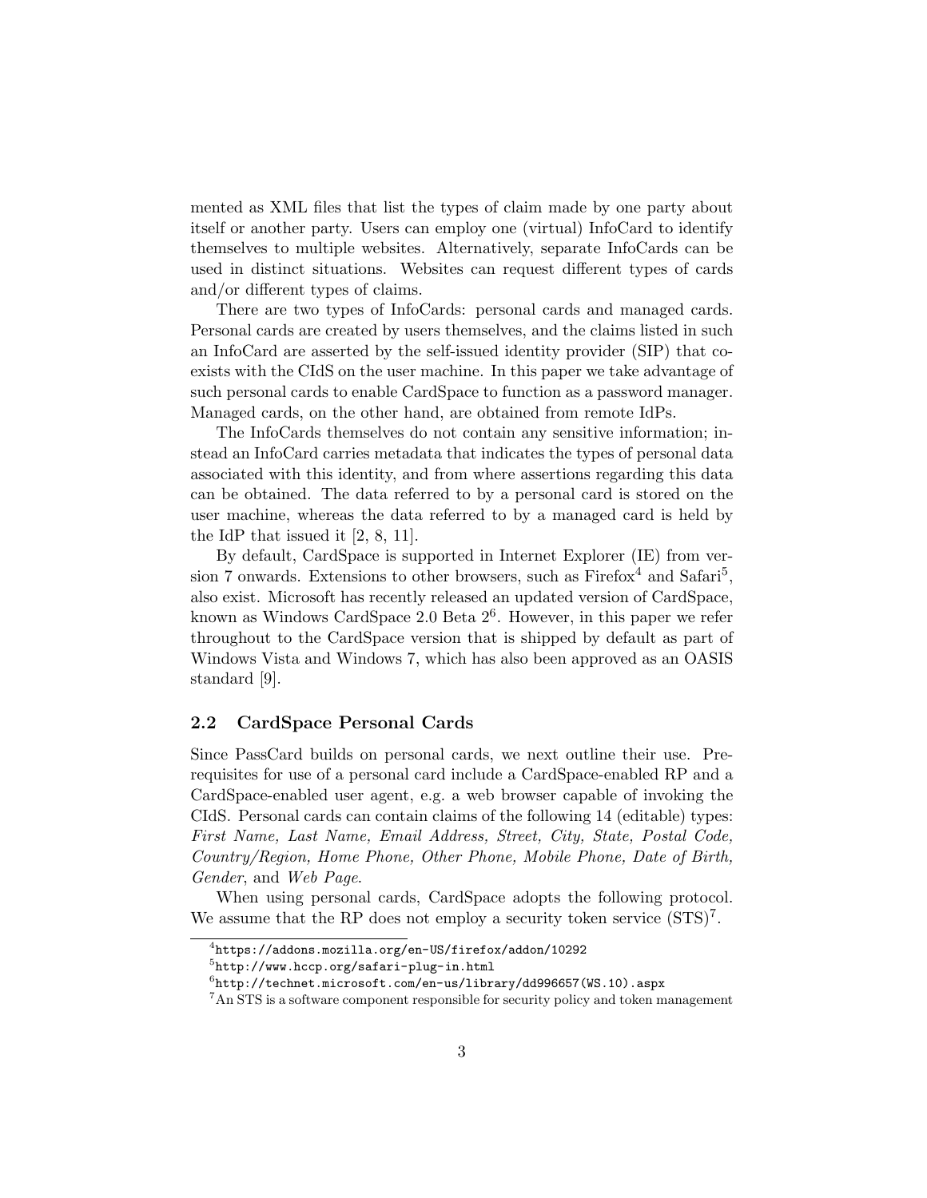mented as XML files that list the types of claim made by one party about itself or another party. Users can employ one (virtual) InfoCard to identify themselves to multiple websites. Alternatively, separate InfoCards can be used in distinct situations. Websites can request different types of cards and/or different types of claims.

There are two types of InfoCards: personal cards and managed cards. Personal cards are created by users themselves, and the claims listed in such an InfoCard are asserted by the self-issued identity provider (SIP) that co-exists with the CIdS on the user machine. In this paper we take advantage of such personal cards to enable CardSpace to function as a password manager. Managed cards, on the other hand, are obtained from remote IdPs.

The InfoCards themselves do not contain any sensitive information; instead an InfoCard carries metadata that indicates the types of personal data associated with this identity, and from where assertions regarding this data can be obtained. The data referred to by a personal card is stored on the user machine, whereas the data referred to by a managed card is held by the IdP that issued it [2, 8, 11].

By default, CardSpace is supported in Internet Explorer (IE) from version 7 onwards. Extensions to other browsers, such as Firefox[4] and Safari[5], also exist. Microsoft has recently released an updated version of CardSpace, known as Windows CardSpace 2.0 Beta 2[6]. However, in this paper we refer throughout to the CardSpace version that is shipped by default as part of Windows Vista and Windows 7, which has also been approved as an OASIS standard [9].

### 2.2 CardSpace Personal Cards

Since PassCard builds on personal cards, we next outline their use. Prerequisites for use of a personal card include a CardSpace-enabled RP and a CardSpace-enabled user agent, e.g. a web browser capable of invoking the CIdS. Personal cards can contain claims of the following 14 (editable) types: *First Name, Last Name, Email Address, Street, City, State, Postal Code, Country/Region, Home Phone, Other Phone, Mobile Phone, Date of Birth, Gender*, and *Web Page*.

When using personal cards, CardSpace adopts the following protocol. We assume that the RP does not employ a security token service (STS)[7].

[4] `https://addons.mozilla.org/en-US/firefox/addon/10292`

[5] `http://www.hccp.org/safari-plug-in.html`

[6] `http://technet.microsoft.com/en-us/library/dd996657(WS.10).aspx`

[7] An STS is a software component responsible for security policy and token management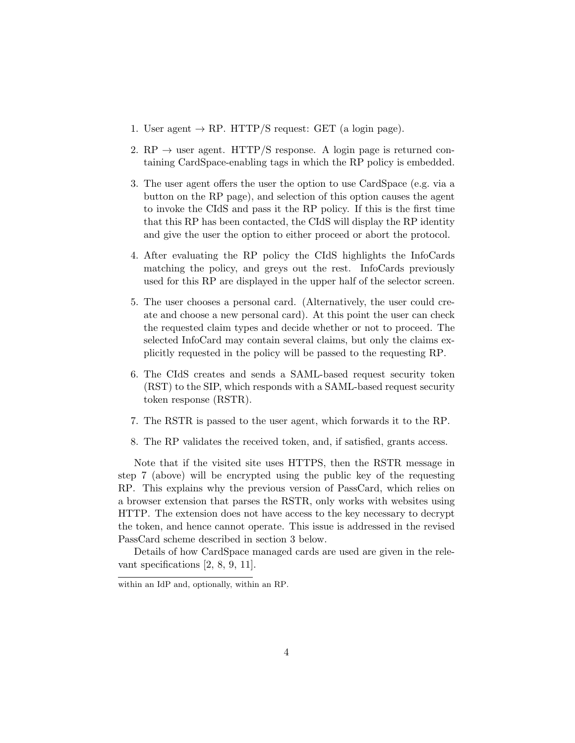1. User agent → RP. HTTP/S request: GET (a login page).

2. RP → user agent. HTTP/S response. A login page is returned containing CardSpace-enabling tags in which the RP policy is embedded.

3. The user agent offers the user the option to use CardSpace (e.g. via a button on the RP page), and selection of this option causes the agent to invoke the CIdS and pass it the RP policy. If this is the first time that this RP has been contacted, the CIdS will display the RP identity and give the user the option to either proceed or abort the protocol.

4. After evaluating the RP policy the CIdS highlights the InfoCards matching the policy, and greys out the rest. InfoCards previously used for this RP are displayed in the upper half of the selector screen.

5. The user chooses a personal card. (Alternatively, the user could create and choose a new personal card). At this point the user can check the requested claim types and decide whether or not to proceed. The selected InfoCard may contain several claims, but only the claims explicitly requested in the policy will be passed to the requesting RP.

6. The CIdS creates and sends a SAML-based request security token (RST) to the SIP, which responds with a SAML-based request security token response (RSTR).

7. The RSTR is passed to the user agent, which forwards it to the RP.

8. The RP validates the received token, and, if satisfied, grants access.

Note that if the visited site uses HTTPS, then the RSTR message in step 7 (above) will be encrypted using the public key of the requesting RP. This explains why the previous version of PassCard, which relies on a browser extension that parses the RSTR, only works with websites using HTTP. The extension does not have access to the key necessary to decrypt the token, and hence cannot operate. This issue is addressed in the revised PassCard scheme described in section 3 below.

Details of how CardSpace managed cards are used are given in the relevant specifications [2, 8, 9, 11].

---

within an IdP and, optionally, within an RP.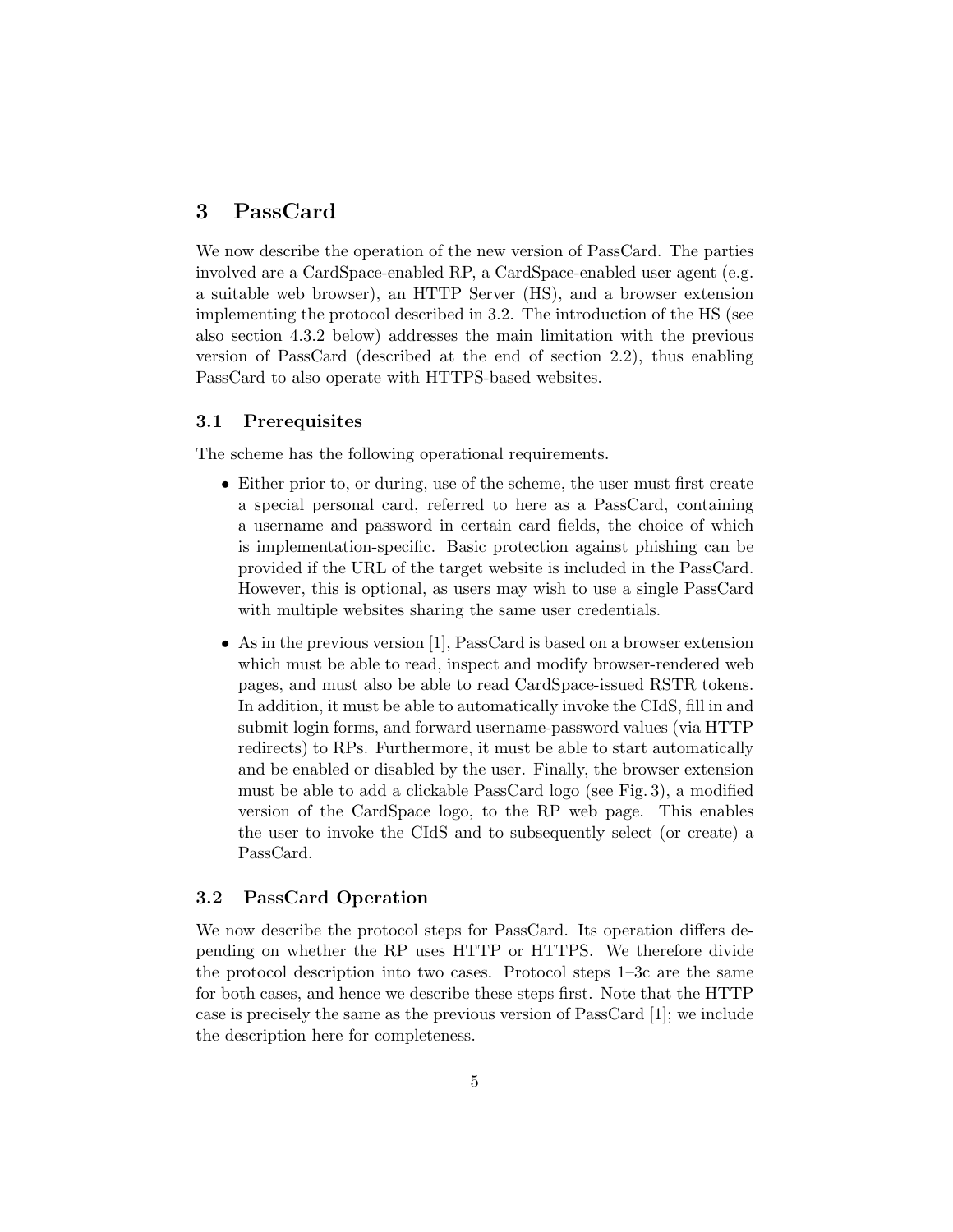## 3 PassCard

We now describe the operation of the new version of PassCard. The parties involved are a CardSpace-enabled RP, a CardSpace-enabled user agent (e.g. a suitable web browser), an HTTP Server (HS), and a browser extension implementing the protocol described in 3.2. The introduction of the HS (see also section 4.3.2 below) addresses the main limitation with the previous version of PassCard (described at the end of section 2.2), thus enabling PassCard to also operate with HTTPS-based websites.

### 3.1 Prerequisites

The scheme has the following operational requirements.

- Either prior to, or during, use of the scheme, the user must first create a special personal card, referred to here as a PassCard, containing a username and password in certain card fields, the choice of which is implementation-specific. Basic protection against phishing can be provided if the URL of the target website is included in the PassCard. However, this is optional, as users may wish to use a single PassCard with multiple websites sharing the same user credentials.
- As in the previous version [1], PassCard is based on a browser extension which must be able to read, inspect and modify browser-rendered web pages, and must also be able to read CardSpace-issued RSTR tokens. In addition, it must be able to automatically invoke the CIdS, fill in and submit login forms, and forward username-password values (via HTTP redirects) to RPs. Furthermore, it must be able to start automatically and be enabled or disabled by the user. Finally, the browser extension must be able to add a clickable PassCard logo (see Fig. 3), a modified version of the CardSpace logo, to the RP web page. This enables the user to invoke the CIdS and to subsequently select (or create) a PassCard.

### 3.2 PassCard Operation

We now describe the protocol steps for PassCard. Its operation differs depending on whether the RP uses HTTP or HTTPS. We therefore divide the protocol description into two cases. Protocol steps 1–3c are the same for both cases, and hence we describe these steps first. Note that the HTTP case is precisely the same as the previous version of PassCard [1]; we include the description here for completeness.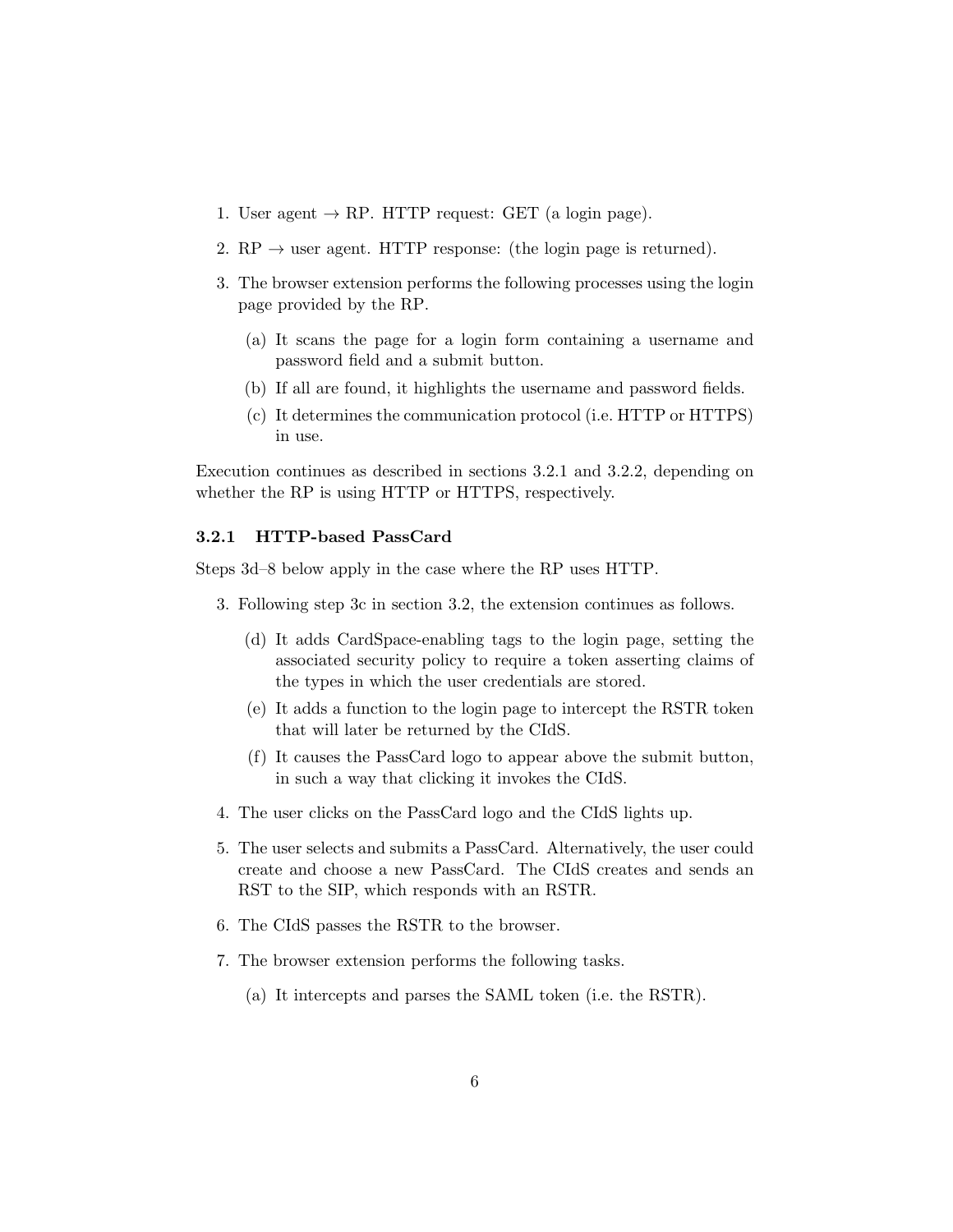1. User agent → RP. HTTP request: GET (a login page).

2. RP → user agent. HTTP response: (the login page is returned).

3. The browser extension performs the following processes using the login page provided by the RP.

   (a) It scans the page for a login form containing a username and password field and a submit button.

   (b) If all are found, it highlights the username and password fields.

   (c) It determines the communication protocol (i.e. HTTP or HTTPS) in use.

Execution continues as described in sections 3.2.1 and 3.2.2, depending on whether the RP is using HTTP or HTTPS, respectively.

### 3.2.1 HTTP-based PassCard

Steps 3d–8 below apply in the case where the RP uses HTTP.

3. Following step 3c in section 3.2, the extension continues as follows.

   (d) It adds CardSpace-enabling tags to the login page, setting the associated security policy to require a token asserting claims of the types in which the user credentials are stored.

   (e) It adds a function to the login page to intercept the RSTR token that will later be returned by the CIdS.

   (f) It causes the PassCard logo to appear above the submit button, in such a way that clicking it invokes the CIdS.

4. The user clicks on the PassCard logo and the CIdS lights up.

5. The user selects and submits a PassCard. Alternatively, the user could create and choose a new PassCard. The CIdS creates and sends an RST to the SIP, which responds with an RSTR.

6. The CIdS passes the RSTR to the browser.

7. The browser extension performs the following tasks.

   (a) It intercepts and parses the SAML token (i.e. the RSTR).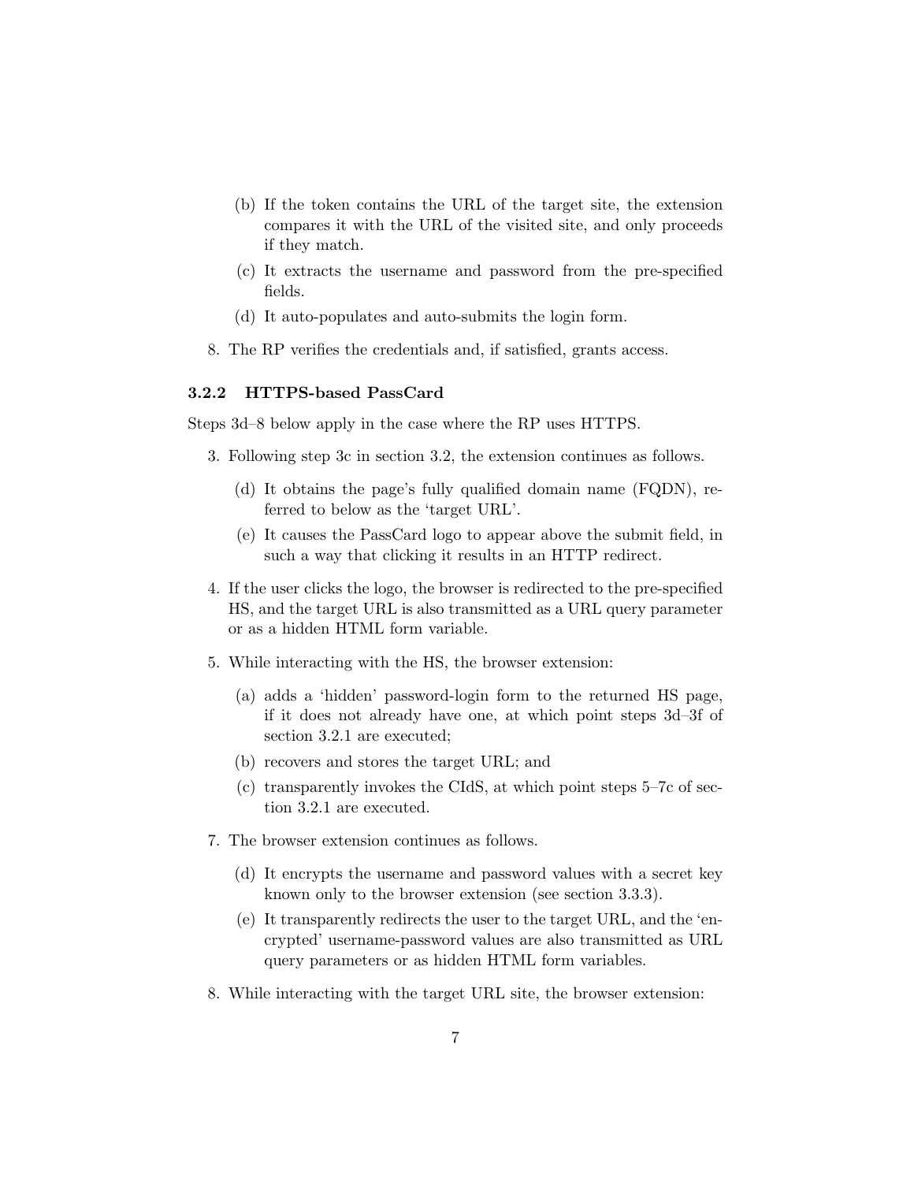(b) If the token contains the URL of the target site, the extension compares it with the URL of the visited site, and only proceeds if they match.

(c) It extracts the username and password from the pre-specified fields.

(d) It auto-populates and auto-submits the login form.

8. The RP verifies the credentials and, if satisfied, grants access.

### 3.2.2 HTTPS-based PassCard

Steps 3d–8 below apply in the case where the RP uses HTTPS.

3. Following step 3c in section 3.2, the extension continues as follows.
   (d) It obtains the page's fully qualified domain name (FQDN), referred to below as the 'target URL'.
   (e) It causes the PassCard logo to appear above the submit field, in such a way that clicking it results in an HTTP redirect.
4. If the user clicks the logo, the browser is redirected to the pre-specified HS, and the target URL is also transmitted as a URL query parameter or as a hidden HTML form variable.
5. While interacting with the HS, the browser extension:
   (a) adds a 'hidden' password-login form to the returned HS page, if it does not already have one, at which point steps 3d–3f of section 3.2.1 are executed;
   (b) recovers and stores the target URL; and
   (c) transparently invokes the CIdS, at which point steps 5–7c of section 3.2.1 are executed.
7. The browser extension continues as follows.
   (d) It encrypts the username and password values with a secret key known only to the browser extension (see section 3.3.3).
   (e) It transparently redirects the user to the target URL, and the 'encrypted' username-password values are also transmitted as URL query parameters or as hidden HTML form variables.
8. While interacting with the target URL site, the browser extension: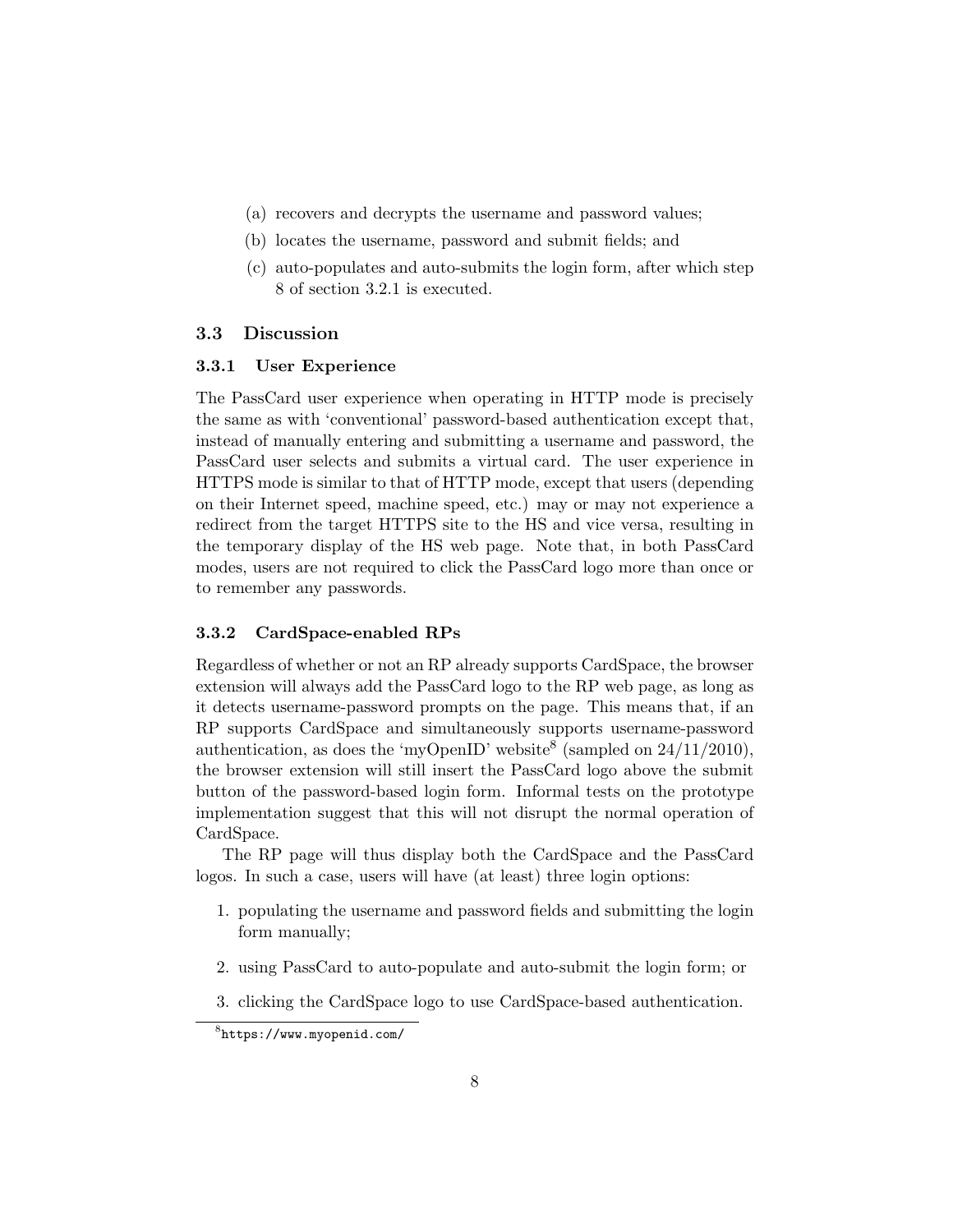(a) recovers and decrypts the username and password values;

(b) locates the username, password and submit fields; and

(c) auto-populates and auto-submits the login form, after which step 8 of section 3.2.1 is executed.

### 3.3 Discussion

#### 3.3.1 User Experience

The PassCard user experience when operating in HTTP mode is precisely the same as with 'conventional' password-based authentication except that, instead of manually entering and submitting a username and password, the PassCard user selects and submits a virtual card. The user experience in HTTPS mode is similar to that of HTTP mode, except that users (depending on their Internet speed, machine speed, etc.) may or may not experience a redirect from the target HTTPS site to the HS and vice versa, resulting in the temporary display of the HS web page. Note that, in both PassCard modes, users are not required to click the PassCard logo more than once or to remember any passwords.

#### 3.3.2 CardSpace-enabled RPs

Regardless of whether or not an RP already supports CardSpace, the browser extension will always add the PassCard logo to the RP web page, as long as it detects username-password prompts on the page. This means that, if an RP supports CardSpace and simultaneously supports username-password authentication, as does the 'myOpenID' website[8] (sampled on 24/11/2010), the browser extension will still insert the PassCard logo above the submit button of the password-based login form. Informal tests on the prototype implementation suggest that this will not disrupt the normal operation of CardSpace.

The RP page will thus display both the CardSpace and the PassCard logos. In such a case, users will have (at least) three login options:

1. populating the username and password fields and submitting the login form manually;
2. using PassCard to auto-populate and auto-submit the login form; or
3. clicking the CardSpace logo to use CardSpace-based authentication.

[8] `https://www.myopenid.com/`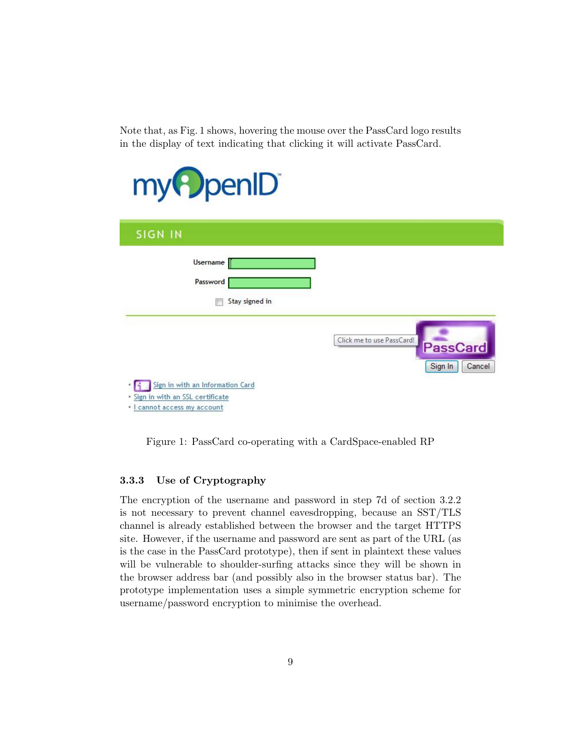Note that, as Fig. 1 shows, hovering the mouse over the PassCard logo results in the display of text indicating that clicking it will activate PassCard.

Figure 1: PassCard co-operating with a CardSpace-enabled RP

### 3.3.3 Use of Cryptography

The encryption of the username and password in step 7d of section 3.2.2 is not necessary to prevent channel eavesdropping, because an SST/TLS channel is already established between the browser and the target HTTPS site. However, if the username and password are sent as part of the URL (as is the case in the PassCard prototype), then if sent in plaintext these values will be vulnerable to shoulder-surfing attacks since they will be shown in the browser address bar (and possibly also in the browser status bar). The prototype implementation uses a simple symmetric encryption scheme for username/password encryption to minimise the overhead.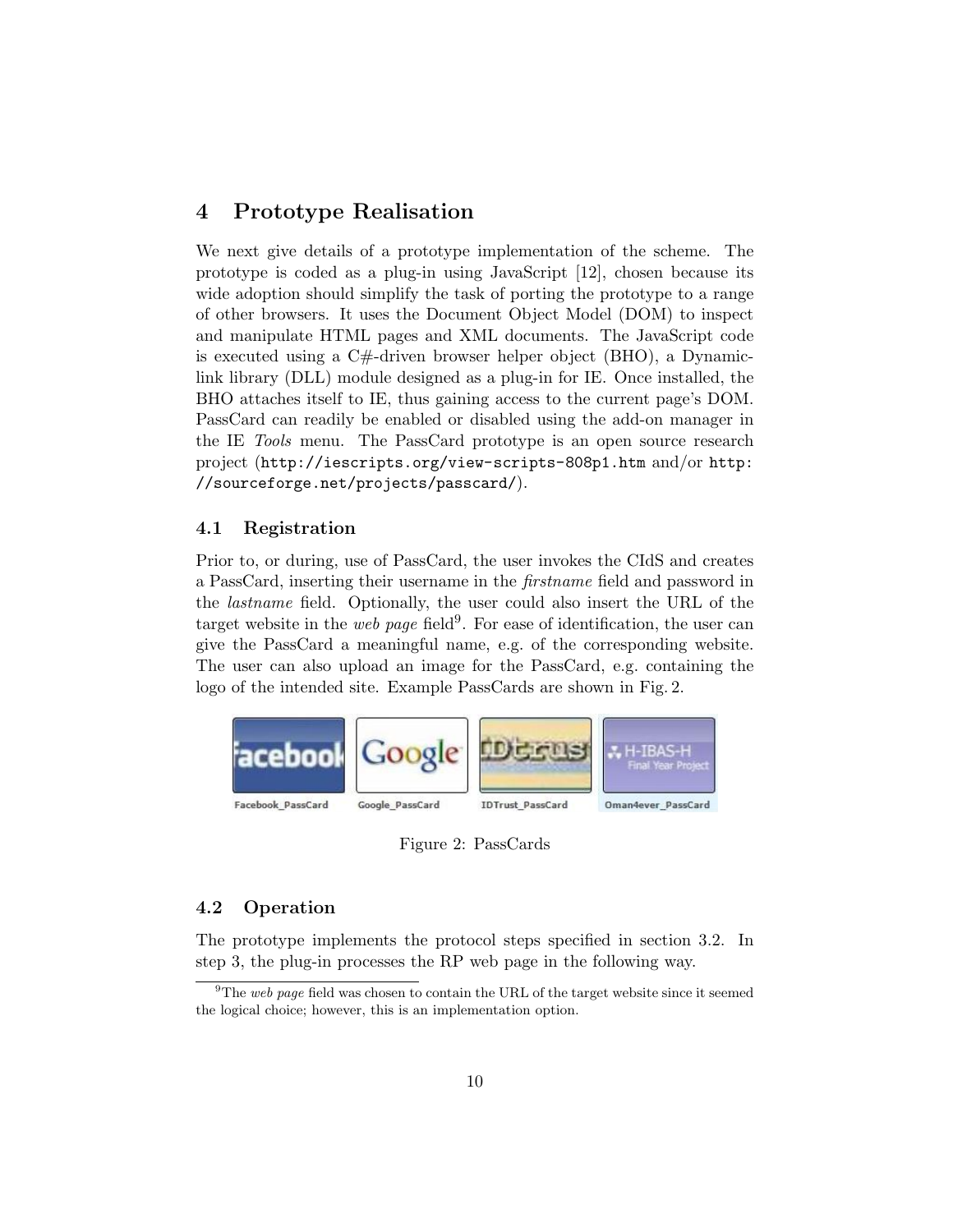## 4 Prototype Realisation

We next give details of a prototype implementation of the scheme. The prototype is coded as a plug-in using JavaScript [12], chosen because its wide adoption should simplify the task of porting the prototype to a range of other browsers. It uses the Document Object Model (DOM) to inspect and manipulate HTML pages and XML documents. The JavaScript code is executed using a C#-driven browser helper object (BHO), a Dynamic-link library (DLL) module designed as a plug-in for IE. Once installed, the BHO attaches itself to IE, thus gaining access to the current page's DOM. PassCard can readily be enabled or disabled using the add-on manager in the IE *Tools* menu. The PassCard prototype is an open source research project (`http://iescripts.org/view-scripts-808p1.htm` and/or `http://sourceforge.net/projects/passcard/`).

### 4.1 Registration

Prior to, or during, use of PassCard, the user invokes the CIdS and creates a PassCard, inserting their username in the *firstname* field and password in the *lastname* field. Optionally, the user could also insert the URL of the target website in the *web page* field[9]. For ease of identification, the user can give the PassCard a meaningful name, e.g. of the corresponding website. The user can also upload an image for the PassCard, e.g. containing the logo of the intended site. Example PassCards are shown in Fig. 2.

Facebook_PassCard Google_PassCard IDTrust_PassCard Oman4ever_PassCard

Figure 2: PassCards

### 4.2 Operation

The prototype implements the protocol steps specified in section 3.2. In step 3, the plug-in processes the RP web page in the following way.

[9] The *web page* field was chosen to contain the URL of the target website since it seemed the logical choice; however, this is an implementation option.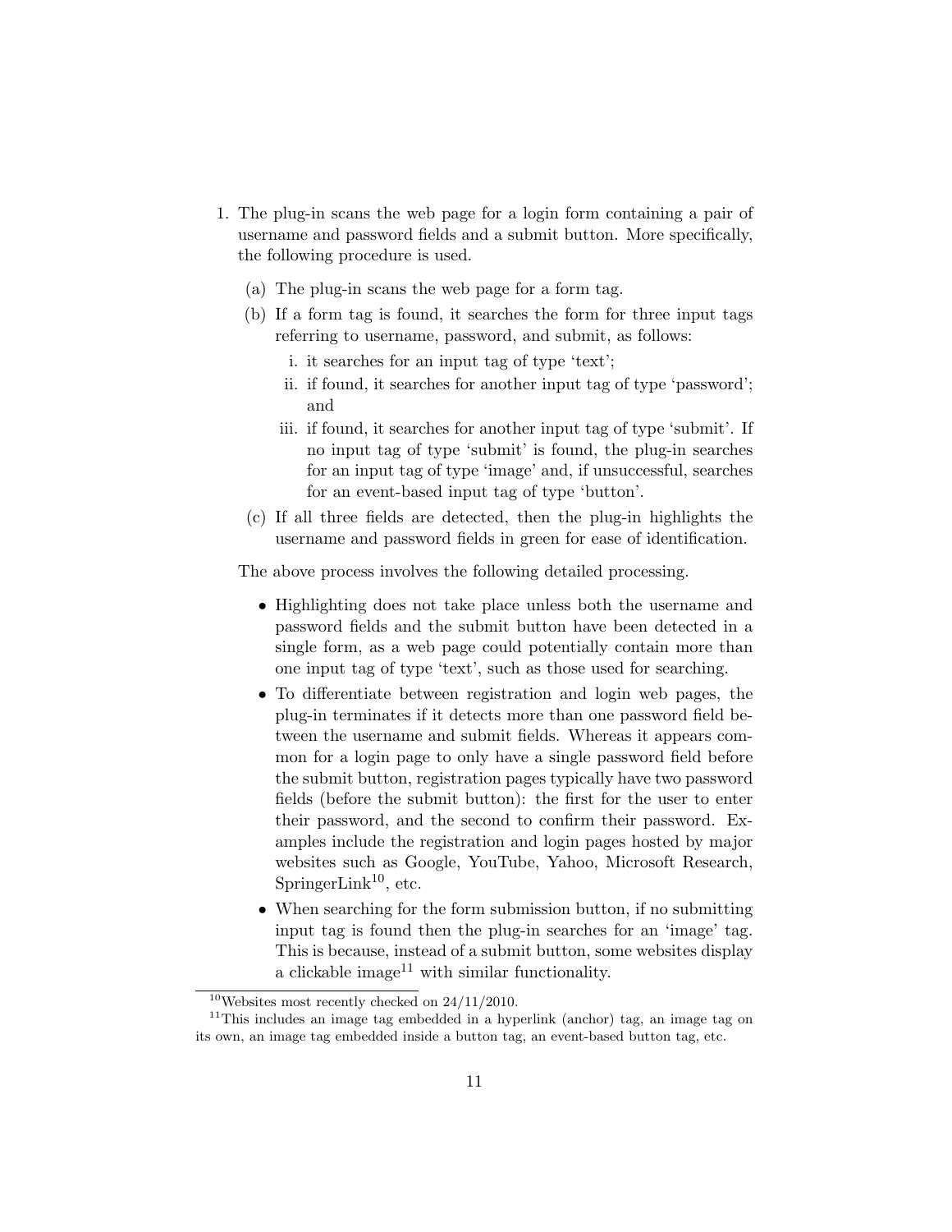1. The plug-in scans the web page for a login form containing a pair of username and password fields and a submit button. More specifically, the following procedure is used.

   (a) The plug-in scans the web page for a form tag.

   (b) If a form tag is found, it searches the form for three input tags referring to username, password, and submit, as follows:

      i. it searches for an input tag of type 'text';

      ii. if found, it searches for another input tag of type 'password'; and

      iii. if found, it searches for another input tag of type 'submit'. If no input tag of type 'submit' is found, the plug-in searches for an input tag of type 'image' and, if unsuccessful, searches for an event-based input tag of type 'button'.

   (c) If all three fields are detected, then the plug-in highlights the username and password fields in green for ease of identification.

   The above process involves the following detailed processing.

   - Highlighting does not take place unless both the username and password fields and the submit button have been detected in a single form, as a web page could potentially contain more than one input tag of type 'text', such as those used for searching.
   - To differentiate between registration and login web pages, the plug-in terminates if it detects more than one password field between the username and submit fields. Whereas it appears common for a login page to only have a single password field before the submit button, registration pages typically have two password fields (before the submit button): the first for the user to enter their password, and the second to confirm their password. Examples include the registration and login pages hosted by major websites such as Google, YouTube, Yahoo, Microsoft Research, SpringerLink[10], etc.
   - When searching for the form submission button, if no submitting input tag is found then the plug-in searches for an 'image' tag. This is because, instead of a submit button, some websites display a clickable image[11] with similar functionality.

[10] Websites most recently checked on 24/11/2010.

[11] This includes an image tag embedded in a hyperlink (anchor) tag, an image tag on its own, an image tag embedded inside a button tag, an event-based button tag, etc.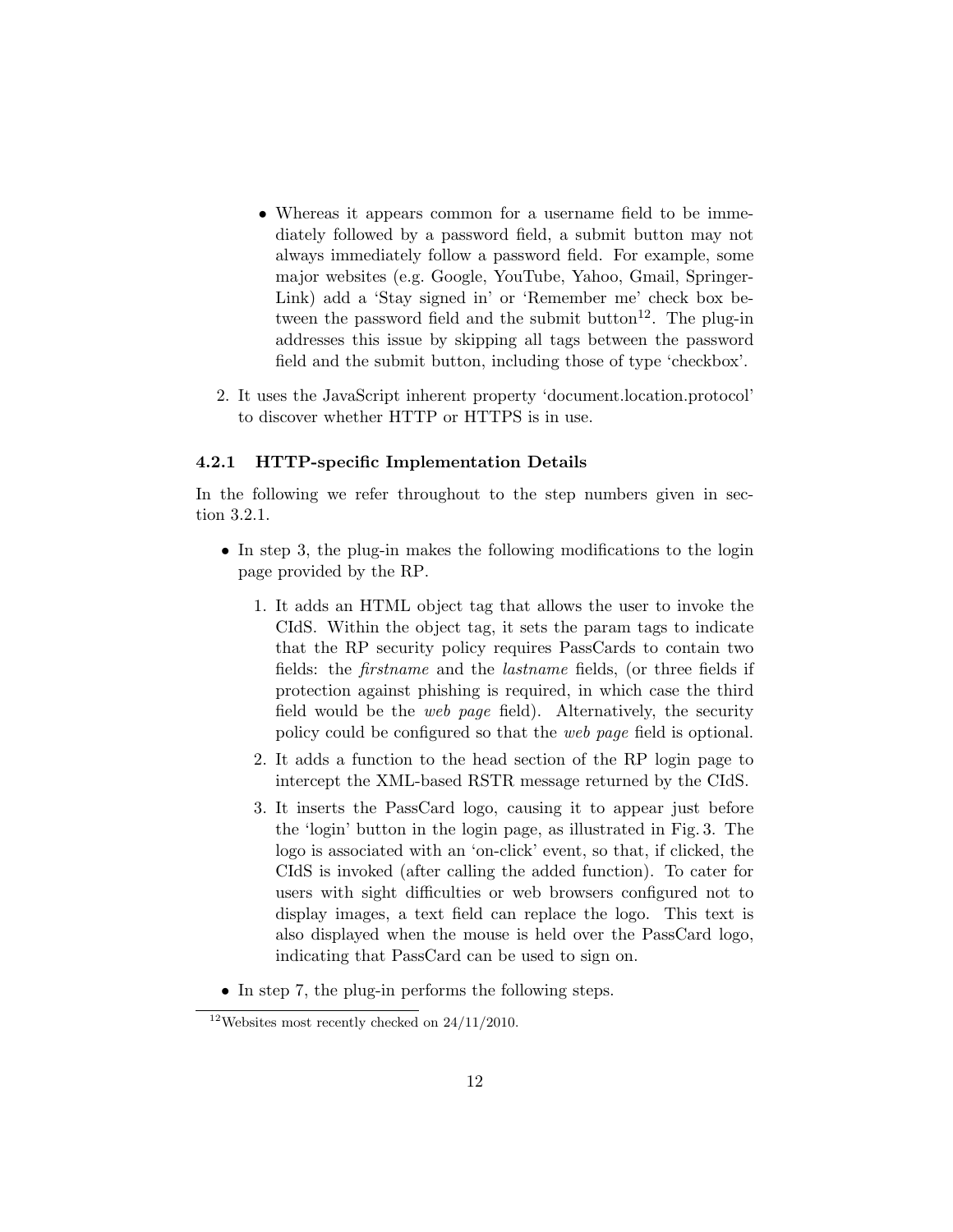- Whereas it appears common for a username field to be immediately followed by a password field, a submit button may not always immediately follow a password field. For example, some major websites (e.g. Google, YouTube, Yahoo, Gmail, SpringerLink) add a 'Stay signed in' or 'Remember me' check box between the password field and the submit button[12]. The plug-in addresses this issue by skipping all tags between the password field and the submit button, including those of type 'checkbox'.

2. It uses the JavaScript inherent property 'document.location.protocol' to discover whether HTTP or HTTPS is in use.

### 4.2.1 HTTP-specific Implementation Details

In the following we refer throughout to the step numbers given in section 3.2.1.

- In step 3, the plug-in makes the following modifications to the login page provided by the RP.
  1. It adds an HTML object tag that allows the user to invoke the CIdS. Within the object tag, it sets the param tags to indicate that the RP security policy requires PassCards to contain two fields: the *firstname* and the *lastname* fields, (or three fields if protection against phishing is required, in which case the third field would be the *web page* field). Alternatively, the security policy could be configured so that the *web page* field is optional.
  2. It adds a function to the head section of the RP login page to intercept the XML-based RSTR message returned by the CIdS.
  3. It inserts the PassCard logo, causing it to appear just before the 'login' button in the login page, as illustrated in Fig. 3. The logo is associated with an 'on-click' event, so that, if clicked, the CIdS is invoked (after calling the added function). To cater for users with sight difficulties or web browsers configured not to display images, a text field can replace the logo. This text is also displayed when the mouse is held over the PassCard logo, indicating that PassCard can be used to sign on.
- In step 7, the plug-in performs the following steps.

[12] Websites most recently checked on 24/11/2010.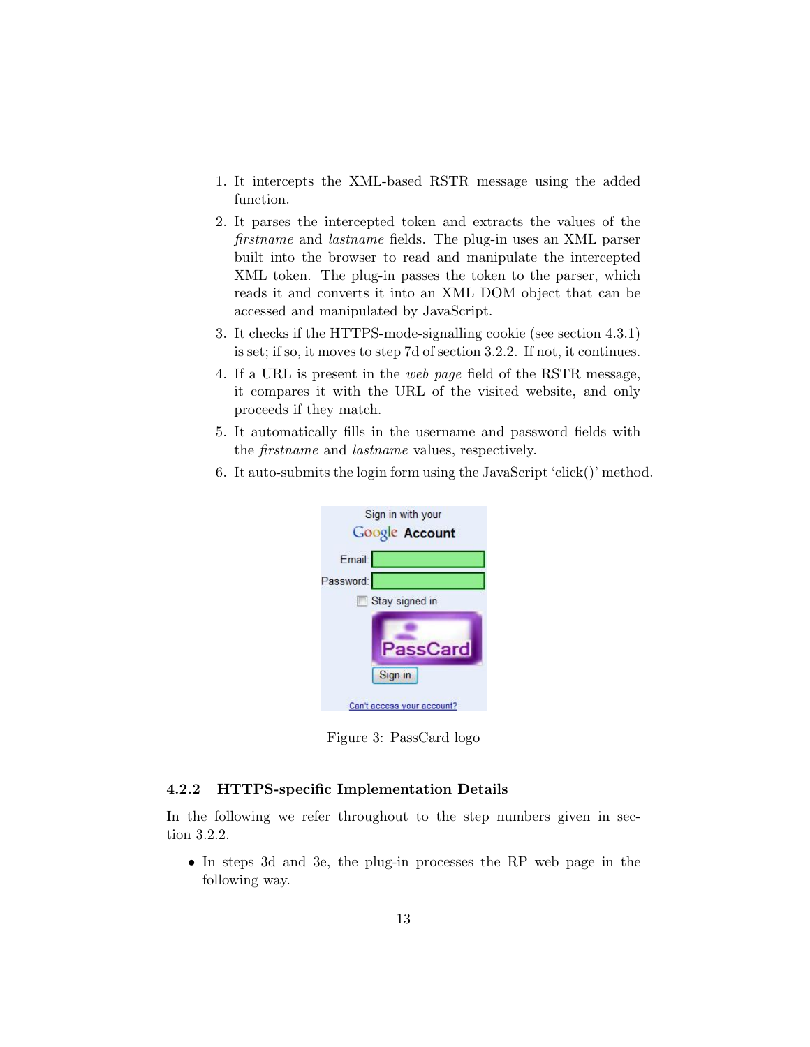1. It intercepts the XML-based RSTR message using the added function.
2. It parses the intercepted token and extracts the values of the *firstname* and *lastname* fields. The plug-in uses an XML parser built into the browser to read and manipulate the intercepted XML token. The plug-in passes the token to the parser, which reads it and converts it into an XML DOM object that can be accessed and manipulated by JavaScript.
3. It checks if the HTTPS-mode-signalling cookie (see section 4.3.1) is set; if so, it moves to step 7d of section 3.2.2. If not, it continues.
4. If a URL is present in the *web page* field of the RSTR message, it compares it with the URL of the visited website, and only proceeds if they match.
5. It automatically fills in the username and password fields with the *firstname* and *lastname* values, respectively.
6. It auto-submits the login form using the JavaScript 'click()' method.

Figure 3: PassCard logo

### 4.2.2 HTTPS-specific Implementation Details

In the following we refer throughout to the step numbers given in section 3.2.2.

- In steps 3d and 3e, the plug-in processes the RP web page in the following way.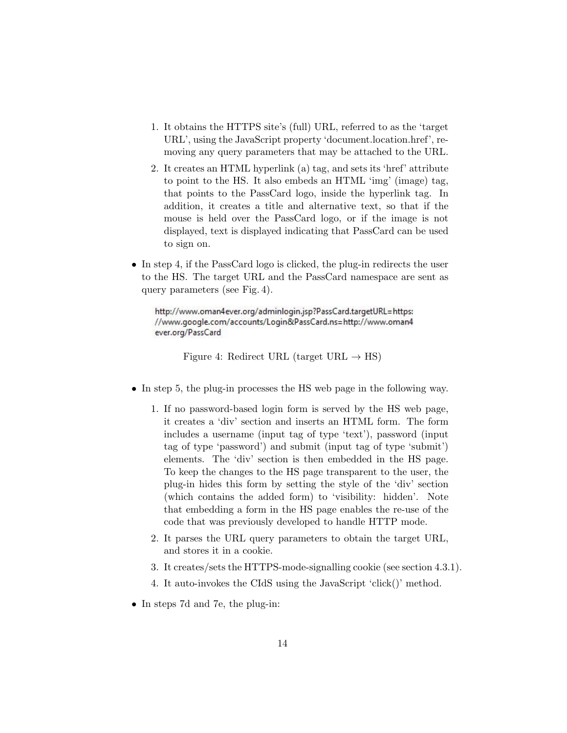1. It obtains the HTTPS site's (full) URL, referred to as the 'target URL', using the JavaScript property 'document.location.href', removing any query parameters that may be attached to the URL.
2. It creates an HTML hyperlink (a) tag, and sets its 'href' attribute to point to the HS. It also embeds an HTML 'img' (image) tag, that points to the PassCard logo, inside the hyperlink tag. In addition, it creates a title and alternative text, so that if the mouse is held over the PassCard logo, or if the image is not displayed, text is displayed indicating that PassCard can be used to sign on.

- In step 4, if the PassCard logo is clicked, the plug-in redirects the user to the HS. The target URL and the PassCard namespace are sent as query parameters (see Fig. 4).

```
http://www.oman4ever.org/adminlogin.jsp?PassCard.targetURL=https:
//www.google.com/accounts/Login&PassCard.ns=http://www.oman4
ever.org/PassCard
```

Figure 4: Redirect URL (target URL → HS)

- In step 5, the plug-in processes the HS web page in the following way.
  1. If no password-based login form is served by the HS web page, it creates a 'div' section and inserts an HTML form. The form includes a username (input tag of type 'text'), password (input tag of type 'password') and submit (input tag of type 'submit') elements. The 'div' section is then embedded in the HS page. To keep the changes to the HS page transparent to the user, the plug-in hides this form by setting the style of the 'div' section (which contains the added form) to 'visibility: hidden'. Note that embedding a form in the HS page enables the re-use of the code that was previously developed to handle HTTP mode.
  2. It parses the URL query parameters to obtain the target URL, and stores it in a cookie.
  3. It creates/sets the HTTPS-mode-signalling cookie (see section 4.3.1).
  4. It auto-invokes the CIdS using the JavaScript 'click()' method.
- In steps 7d and 7e, the plug-in: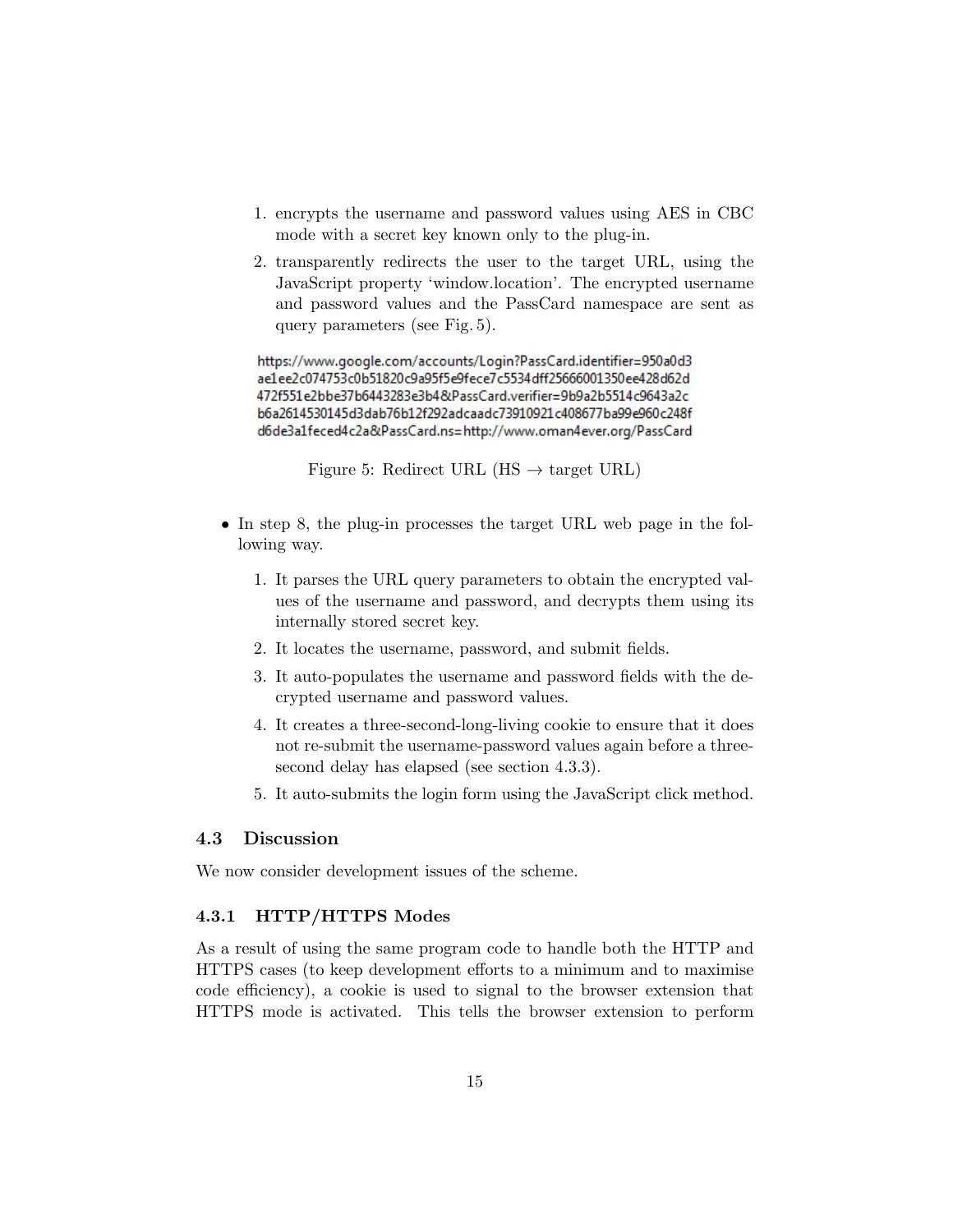1. encrypts the username and password values using AES in CBC mode with a secret key known only to the plug-in.
2. transparently redirects the user to the target URL, using the JavaScript property 'window.location'. The encrypted username and password values and the PassCard namespace are sent as query parameters (see Fig. 5).

```
https://www.google.com/accounts/Login?PassCard.identifier=950a0d3
ae1ee2c074753c0b51820c9a95f5e9fece7c5534dff25666001350ee428d62d
472f551e2bbe37b6443283e3b4&PassCard.verifier=9b9a2b5514c9643a2c
b6a2614530145d3dab76b12f292adcaadc73910921c408677ba99e960c248f
d6de3a1feced4c2a&PassCard.ns=http://www.oman4ever.org/PassCard
```

Figure 5: Redirect URL (HS $\rightarrow$ target URL)

- In step 8, the plug-in processes the target URL web page in the following way.
    1. It parses the URL query parameters to obtain the encrypted values of the username and password, and decrypts them using its internally stored secret key.
    2. It locates the username, password, and submit fields.
    3. It auto-populates the username and password fields with the decrypted username and password values.
    4. It creates a three-second-long-living cookie to ensure that it does not re-submit the username-password values again before a three-second delay has elapsed (see section 4.3.3).
    5. It auto-submits the login form using the JavaScript click method.

## 4.3 Discussion

We now consider development issues of the scheme.

### 4.3.1 HTTP/HTTPS Modes

As a result of using the same program code to handle both the HTTP and HTTPS cases (to keep development efforts to a minimum and to maximise code efficiency), a cookie is used to signal to the browser extension that HTTPS mode is activated. This tells the browser extension to perform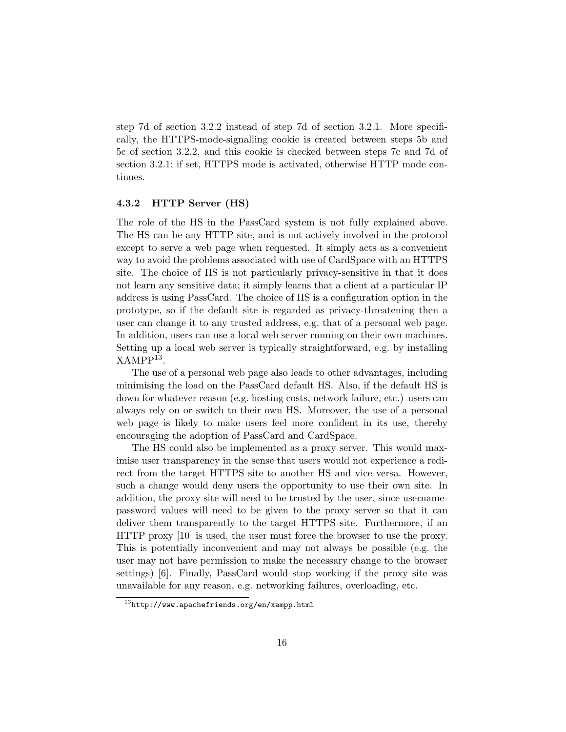step 7d of section 3.2.2 instead of step 7d of section 3.2.1. More specifically, the HTTPS-mode-signalling cookie is created between steps 5b and 5c of section 3.2.2, and this cookie is checked between steps 7c and 7d of section 3.2.1; if set, HTTPS mode is activated, otherwise HTTP mode continues.

### 4.3.2 HTTP Server (HS)

The role of the HS in the PassCard system is not fully explained above. The HS can be any HTTP site, and is not actively involved in the protocol except to serve a web page when requested. It simply acts as a convenient way to avoid the problems associated with use of CardSpace with an HTTPS site. The choice of HS is not particularly privacy-sensitive in that it does not learn any sensitive data; it simply learns that a client at a particular IP address is using PassCard. The choice of HS is a configuration option in the prototype, so if the default site is regarded as privacy-threatening then a user can change it to any trusted address, e.g. that of a personal web page. In addition, users can use a local web server running on their own machines. Setting up a local web server is typically straightforward, e.g. by installing XAMPP[13].

The use of a personal web page also leads to other advantages, including minimising the load on the PassCard default HS. Also, if the default HS is down for whatever reason (e.g. hosting costs, network failure, etc.) users can always rely on or switch to their own HS. Moreover, the use of a personal web page is likely to make users feel more confident in its use, thereby encouraging the adoption of PassCard and CardSpace.

The HS could also be implemented as a proxy server. This would maximise user transparency in the sense that users would not experience a redirect from the target HTTPS site to another HS and vice versa. However, such a change would deny users the opportunity to use their own site. In addition, the proxy site will need to be trusted by the user, since username-password values will need to be given to the proxy server so that it can deliver them transparently to the target HTTPS site. Furthermore, if an HTTP proxy [10] is used, the user must force the browser to use the proxy. This is potentially inconvenient and may not always be possible (e.g. the user may not have permission to make the necessary change to the browser settings) [6]. Finally, PassCard would stop working if the proxy site was unavailable for any reason, e.g. networking failures, overloading, etc.

[13] http://www.apachefriends.org/en/xampp.html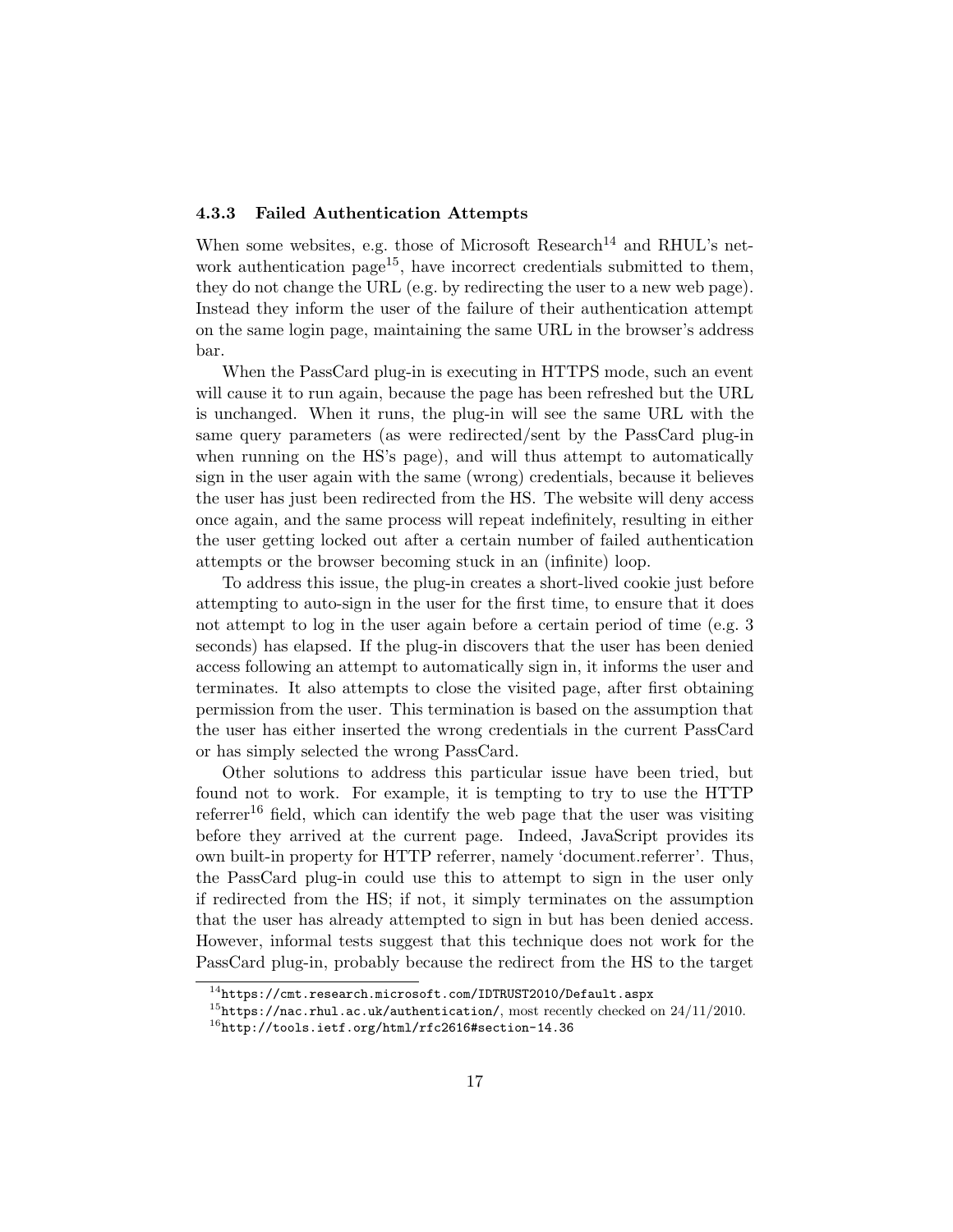### 4.3.3 Failed Authentication Attempts

When some websites, e.g. those of Microsoft Research[14] and RHUL's network authentication page[15], have incorrect credentials submitted to them, they do not change the URL (e.g. by redirecting the user to a new web page). Instead they inform the user of the failure of their authentication attempt on the same login page, maintaining the same URL in the browser's address bar.

When the PassCard plug-in is executing in HTTPS mode, such an event will cause it to run again, because the page has been refreshed but the URL is unchanged. When it runs, the plug-in will see the same URL with the same query parameters (as were redirected/sent by the PassCard plug-in when running on the HS's page), and will thus attempt to automatically sign in the user again with the same (wrong) credentials, because it believes the user has just been redirected from the HS. The website will deny access once again, and the same process will repeat indefinitely, resulting in either the user getting locked out after a certain number of failed authentication attempts or the browser becoming stuck in an (infinite) loop.

To address this issue, the plug-in creates a short-lived cookie just before attempting to auto-sign in the user for the first time, to ensure that it does not attempt to log in the user again before a certain period of time (e.g. 3 seconds) has elapsed. If the plug-in discovers that the user has been denied access following an attempt to automatically sign in, it informs the user and terminates. It also attempts to close the visited page, after first obtaining permission from the user. This termination is based on the assumption that the user has either inserted the wrong credentials in the current PassCard or has simply selected the wrong PassCard.

Other solutions to address this particular issue have been tried, but found not to work. For example, it is tempting to try to use the HTTP referrer[16] field, which can identify the web page that the user was visiting before they arrived at the current page. Indeed, JavaScript provides its own built-in property for HTTP referrer, namely 'document.referrer'. Thus, the PassCard plug-in could use this to attempt to sign in the user only if redirected from the HS; if not, it simply terminates on the assumption that the user has already attempted to sign in but has been denied access. However, informal tests suggest that this technique does not work for the PassCard plug-in, probably because the redirect from the HS to the target

[14] `https://cmt.research.microsoft.com/IDTRUST2010/Default.aspx`

[15] `https://nac.rhul.ac.uk/authentication/`, most recently checked on 24/11/2010.

[16] `http://tools.ietf.org/html/rfc2616#section-14.36`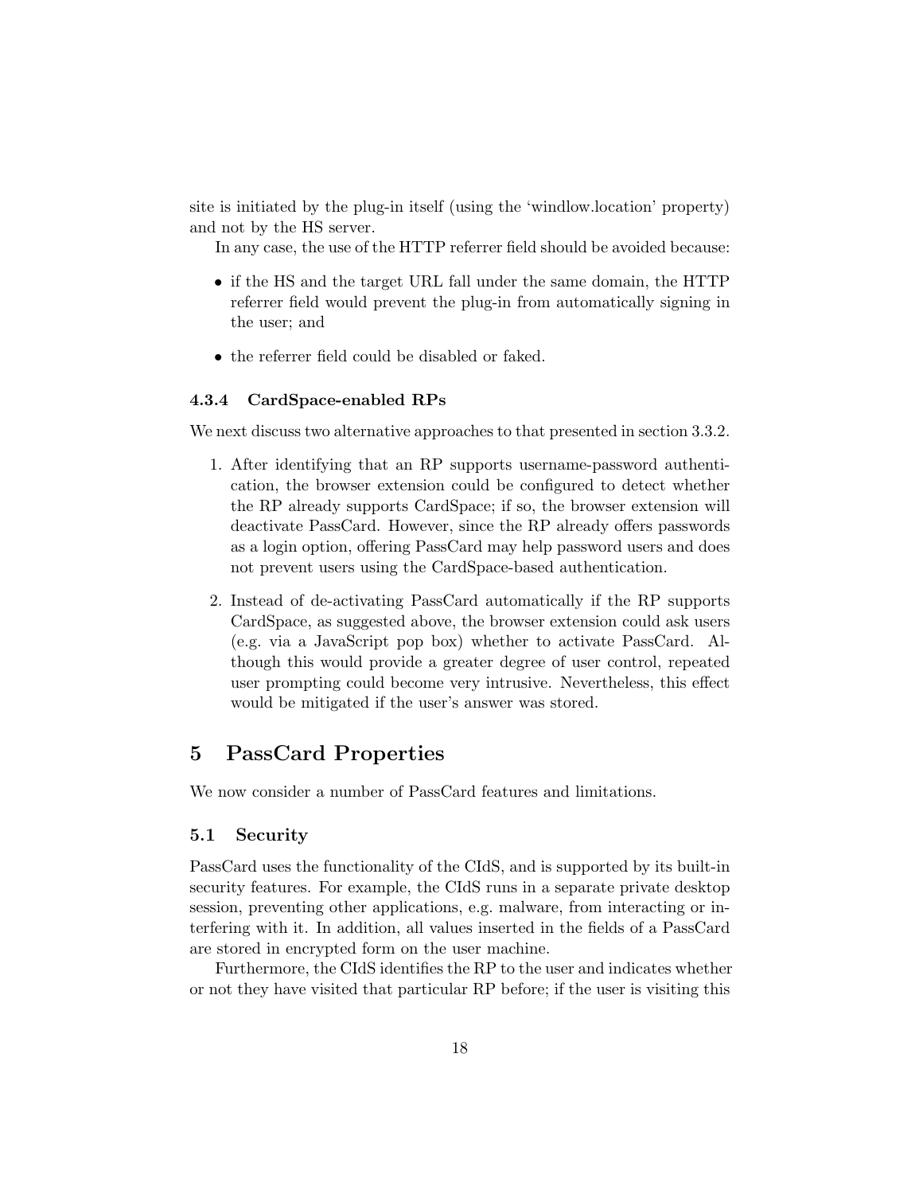site is initiated by the plug-in itself (using the 'windlow.location' property) and not by the HS server.

In any case, the use of the HTTP referrer field should be avoided because:

- if the HS and the target URL fall under the same domain, the HTTP referrer field would prevent the plug-in from automatically signing in the user; and
- the referrer field could be disabled or faked.

### 4.3.4 CardSpace-enabled RPs

We next discuss two alternative approaches to that presented in section 3.3.2.

1. After identifying that an RP supports username-password authentication, the browser extension could be configured to detect whether the RP already supports CardSpace; if so, the browser extension will deactivate PassCard. However, since the RP already offers passwords as a login option, offering PassCard may help password users and does not prevent users using the CardSpace-based authentication.
2. Instead of de-activating PassCard automatically if the RP supports CardSpace, as suggested above, the browser extension could ask users (e.g. via a JavaScript pop box) whether to activate PassCard. Although this would provide a greater degree of user control, repeated user prompting could become very intrusive. Nevertheless, this effect would be mitigated if the user's answer was stored.

# 5 PassCard Properties

We now consider a number of PassCard features and limitations.

## 5.1 Security

PassCard uses the functionality of the CIdS, and is supported by its built-in security features. For example, the CIdS runs in a separate private desktop session, preventing other applications, e.g. malware, from interacting or interfering with it. In addition, all values inserted in the fields of a PassCard are stored in encrypted form on the user machine.

Furthermore, the CIdS identifies the RP to the user and indicates whether or not they have visited that particular RP before; if the user is visiting this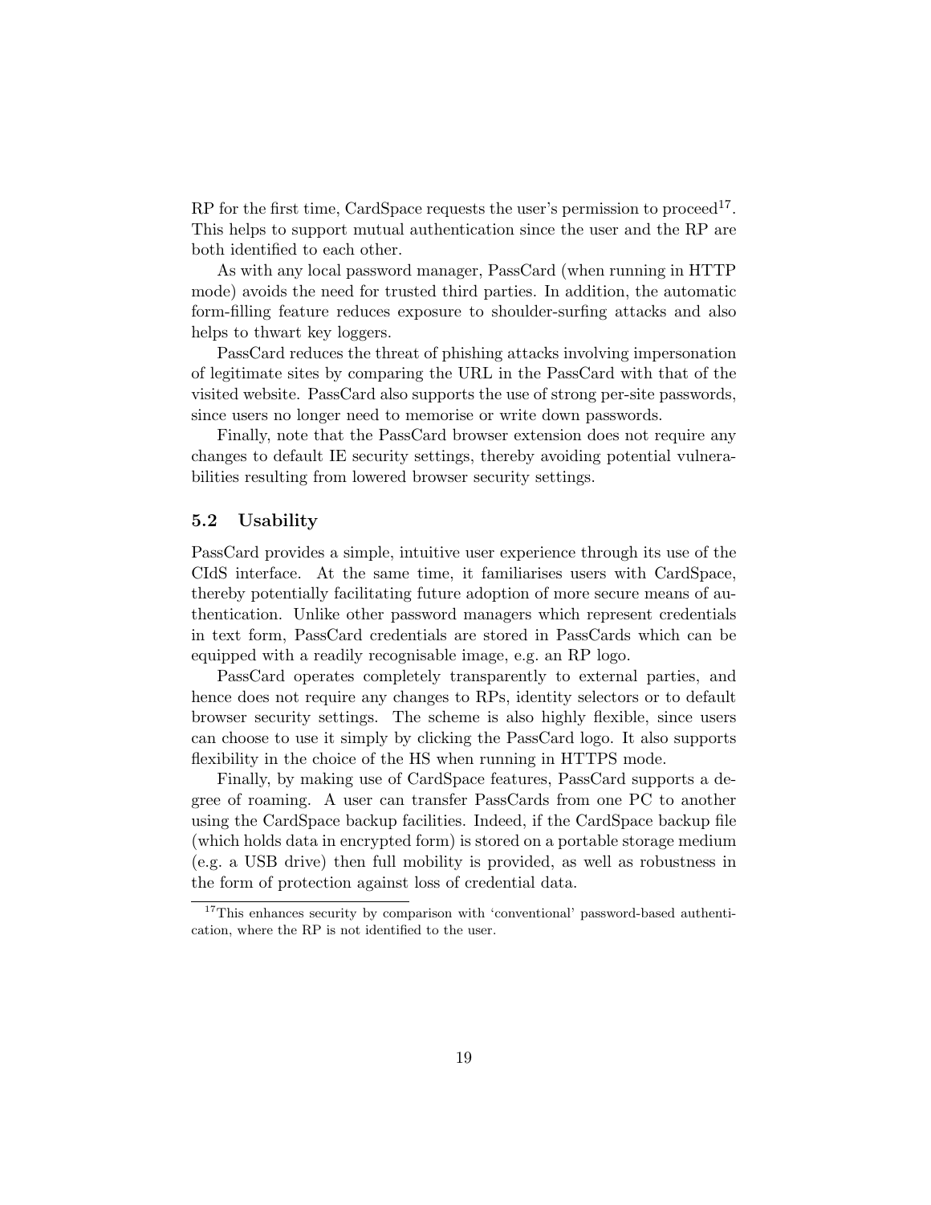RP for the first time, CardSpace requests the user's permission to proceed[17]. This helps to support mutual authentication since the user and the RP are both identified to each other.

As with any local password manager, PassCard (when running in HTTP mode) avoids the need for trusted third parties. In addition, the automatic form-filling feature reduces exposure to shoulder-surfing attacks and also helps to thwart key loggers.

PassCard reduces the threat of phishing attacks involving impersonation of legitimate sites by comparing the URL in the PassCard with that of the visited website. PassCard also supports the use of strong per-site passwords, since users no longer need to memorise or write down passwords.

Finally, note that the PassCard browser extension does not require any changes to default IE security settings, thereby avoiding potential vulnerabilities resulting from lowered browser security settings.

### 5.2 Usability

PassCard provides a simple, intuitive user experience through its use of the CIdS interface. At the same time, it familiarises users with CardSpace, thereby potentially facilitating future adoption of more secure means of authentication. Unlike other password managers which represent credentials in text form, PassCard credentials are stored in PassCards which can be equipped with a readily recognisable image, e.g. an RP logo.

PassCard operates completely transparently to external parties, and hence does not require any changes to RPs, identity selectors or to default browser security settings. The scheme is also highly flexible, since users can choose to use it simply by clicking the PassCard logo. It also supports flexibility in the choice of the HS when running in HTTPS mode.

Finally, by making use of CardSpace features, PassCard supports a degree of roaming. A user can transfer PassCards from one PC to another using the CardSpace backup facilities. Indeed, if the CardSpace backup file (which holds data in encrypted form) is stored on a portable storage medium (e.g. a USB drive) then full mobility is provided, as well as robustness in the form of protection against loss of credential data.

[17] This enhances security by comparison with 'conventional' password-based authentication, where the RP is not identified to the user.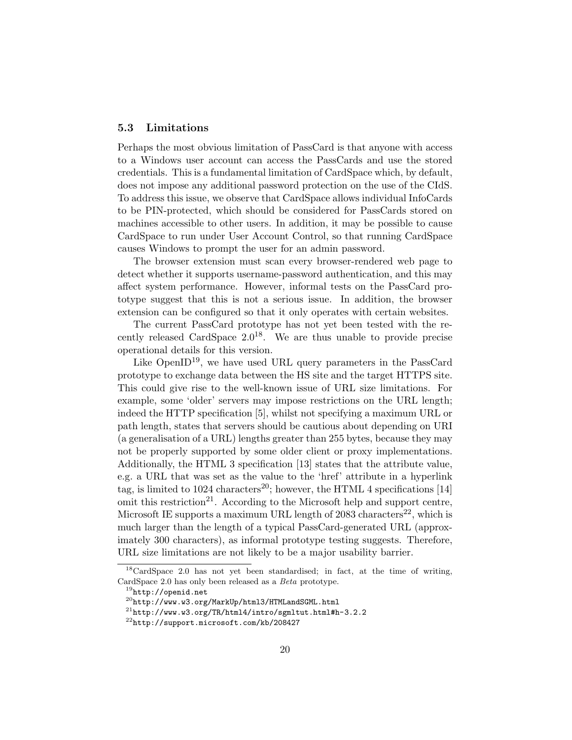### 5.3 Limitations

Perhaps the most obvious limitation of PassCard is that anyone with access to a Windows user account can access the PassCards and use the stored credentials. This is a fundamental limitation of CardSpace which, by default, does not impose any additional password protection on the use of the CIdS. To address this issue, we observe that CardSpace allows individual InfoCards to be PIN-protected, which should be considered for PassCards stored on machines accessible to other users. In addition, it may be possible to cause CardSpace to run under User Account Control, so that running CardSpace causes Windows to prompt the user for an admin password.

The browser extension must scan every browser-rendered web page to detect whether it supports username-password authentication, and this may affect system performance. However, informal tests on the PassCard prototype suggest that this is not a serious issue. In addition, the browser extension can be configured so that it only operates with certain websites.

The current PassCard prototype has not yet been tested with the recently released CardSpace 2.0[18]. We are thus unable to provide precise operational details for this version.

Like OpenID[19], we have used URL query parameters in the PassCard prototype to exchange data between the HS site and the target HTTPS site. This could give rise to the well-known issue of URL size limitations. For example, some 'older' servers may impose restrictions on the URL length; indeed the HTTP specification [5], whilst not specifying a maximum URL or path length, states that servers should be cautious about depending on URI (a generalisation of a URL) lengths greater than 255 bytes, because they may not be properly supported by some older client or proxy implementations. Additionally, the HTML 3 specification [13] states that the attribute value, e.g. a URL that was set as the value to the 'href' attribute in a hyperlink tag, is limited to 1024 characters[20]; however, the HTML 4 specifications [14] omit this restriction[21]. According to the Microsoft help and support centre, Microsoft IE supports a maximum URL length of 2083 characters[22], which is much larger than the length of a typical PassCard-generated URL (approximately 300 characters), as informal prototype testing suggests. Therefore, URL size limitations are not likely to be a major usability barrier.

---

[18] CardSpace 2.0 has not yet been standardised; in fact, at the time of writing, CardSpace 2.0 has only been released as a *Beta* prototype.

[19] http://openid.net

[20] http://www.w3.org/MarkUp/html3/HTMLandSGML.html

[21] http://www.w3.org/TR/html4/intro/sgmltut.html#h-3.2.2

[22] http://support.microsoft.com/kb/208427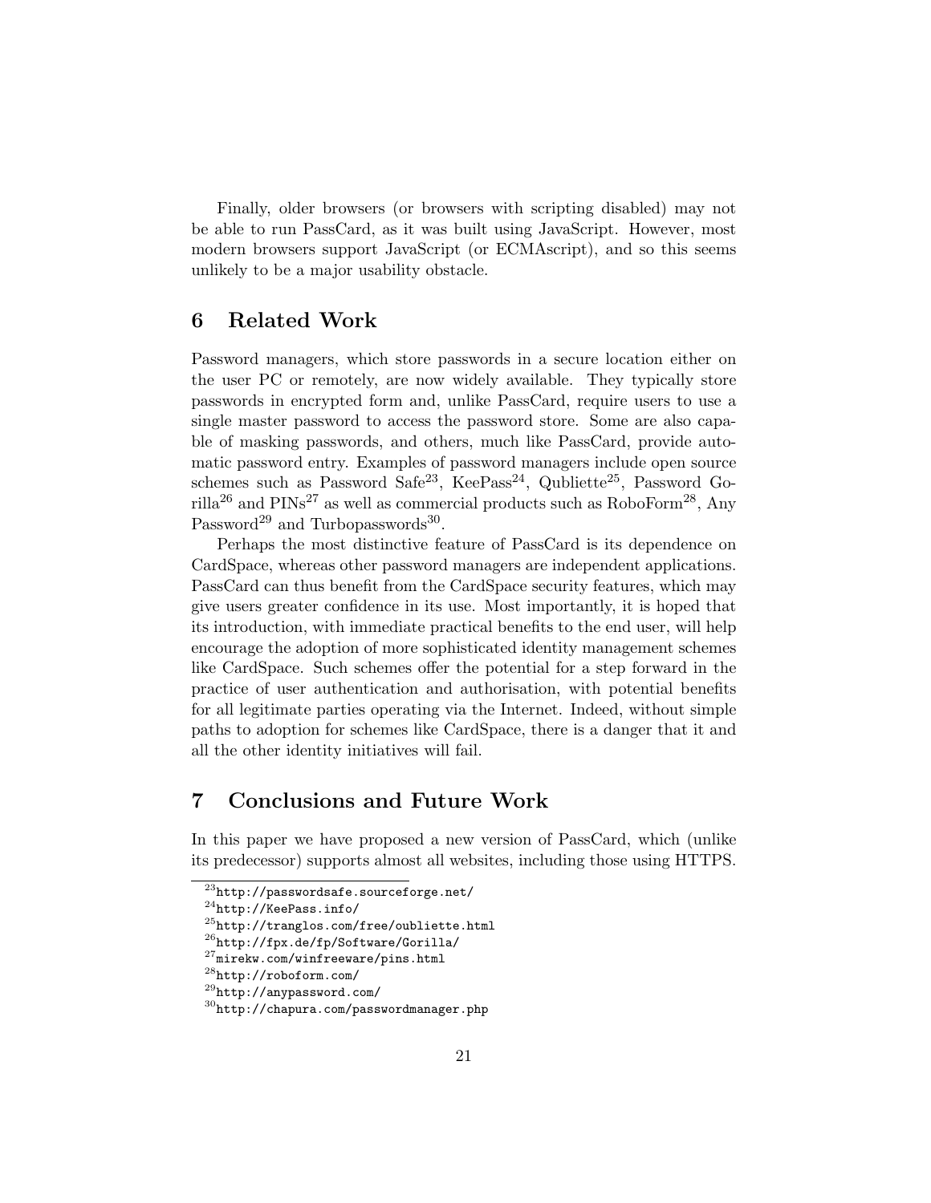Finally, older browsers (or browsers with scripting disabled) may not be able to run PassCard, as it was built using JavaScript. However, most modern browsers support JavaScript (or ECMAscript), and so this seems unlikely to be a major usability obstacle.

## 6 Related Work

Password managers, which store passwords in a secure location either on the user PC or remotely, are now widely available. They typically store passwords in encrypted form and, unlike PassCard, require users to use a single master password to access the password store. Some are also capable of masking passwords, and others, much like PassCard, provide automatic password entry. Examples of password managers include open source schemes such as Password Safe[23], KeePass[24], Qubliette[25], Password Gorilla[26] and PINs[27] as well as commercial products such as RoboForm[28], Any Password[29] and Turbopasswords[30].

Perhaps the most distinctive feature of PassCard is its dependence on CardSpace, whereas other password managers are independent applications. PassCard can thus benefit from the CardSpace security features, which may give users greater confidence in its use. Most importantly, it is hoped that its introduction, with immediate practical benefits to the end user, will help encourage the adoption of more sophisticated identity management schemes like CardSpace. Such schemes offer the potential for a step forward in the practice of user authentication and authorisation, with potential benefits for all legitimate parties operating via the Internet. Indeed, without simple paths to adoption for schemes like CardSpace, there is a danger that it and all the other identity initiatives will fail.

## 7 Conclusions and Future Work

In this paper we have proposed a new version of PassCard, which (unlike its predecessor) supports almost all websites, including those using HTTPS.

[23] `http://passwordsafe.sourceforge.net/`
[24] `http://KeePass.info/`
[25] `http://tranglos.com/free/oubliette.html`
[26] `http://fpx.de/fp/Software/Gorilla/`
[27] `mirekw.com/winfreeware/pins.html`
[28] `http://roboform.com/`
[29] `http://anypassword.com/`
[30] `http://chapura.com/passwordmanager.php`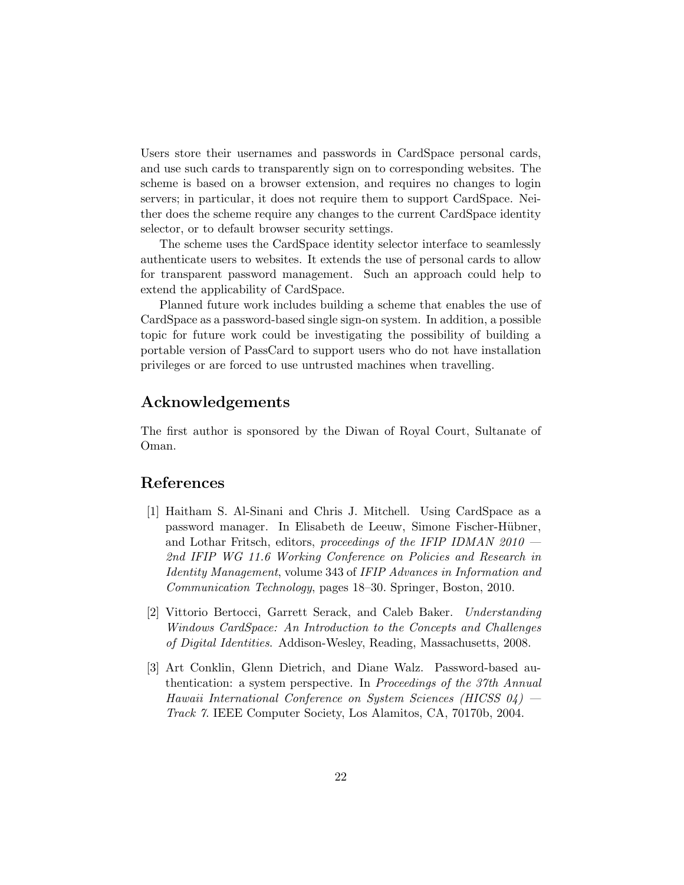Users store their usernames and passwords in CardSpace personal cards, and use such cards to transparently sign on to corresponding websites. The scheme is based on a browser extension, and requires no changes to login servers; in particular, it does not require them to support CardSpace. Neither does the scheme require any changes to the current CardSpace identity selector, or to default browser security settings.

The scheme uses the CardSpace identity selector interface to seamlessly authenticate users to websites. It extends the use of personal cards to allow for transparent password management. Such an approach could help to extend the applicability of CardSpace.

Planned future work includes building a scheme that enables the use of CardSpace as a password-based single sign-on system. In addition, a possible topic for future work could be investigating the possibility of building a portable version of PassCard to support users who do not have installation privileges or are forced to use untrusted machines when travelling.

## Acknowledgements

The first author is sponsored by the Diwan of Royal Court, Sultanate of Oman.

## References

[1] Haitham S. Al-Sinani and Chris J. Mitchell. Using CardSpace as a password manager. In Elisabeth de Leeuw, Simone Fischer-Hübner, and Lothar Fritsch, editors, *proceedings of the IFIP IDMAN 2010 — 2nd IFIP WG 11.6 Working Conference on Policies and Research in Identity Management*, volume 343 of *IFIP Advances in Information and Communication Technology*, pages 18–30. Springer, Boston, 2010.

[2] Vittorio Bertocci, Garrett Serack, and Caleb Baker. *Understanding Windows CardSpace: An Introduction to the Concepts and Challenges of Digital Identities*. Addison-Wesley, Reading, Massachusetts, 2008.

[3] Art Conklin, Glenn Dietrich, and Diane Walz. Password-based authentication: a system perspective. In *Proceedings of the 37th Annual Hawaii International Conference on System Sciences (HICSS 04) — Track 7*. IEEE Computer Society, Los Alamitos, CA, 70170b, 2004.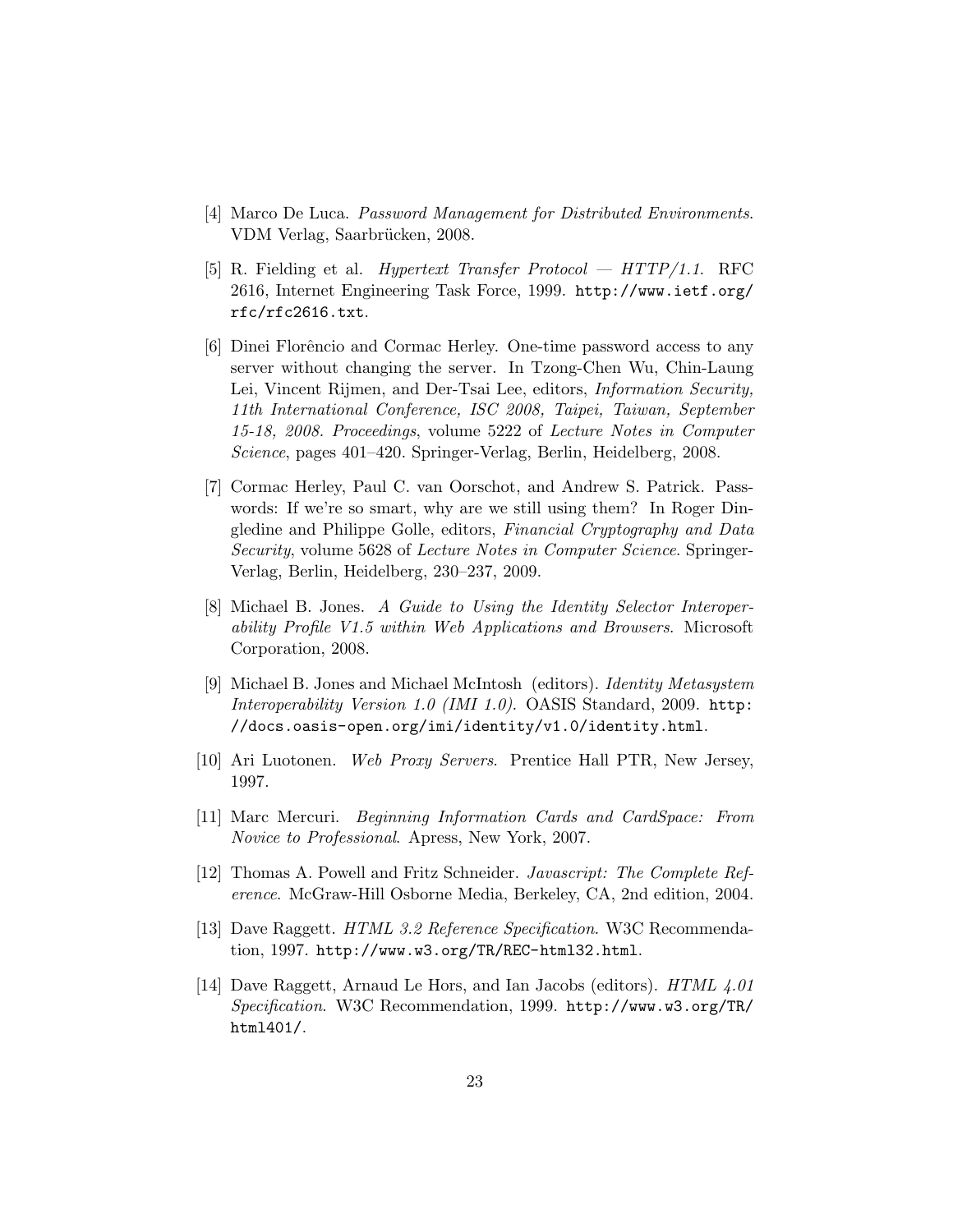[4] Marco De Luca. *Password Management for Distributed Environments*. VDM Verlag, Saarbrücken, 2008.

[5] R. Fielding et al. *Hypertext Transfer Protocol — HTTP/1.1*. RFC 2616, Internet Engineering Task Force, 1999. `http://www.ietf.org/rfc/rfc2616.txt`.

[6] Dinei Florêncio and Cormac Herley. One-time password access to any server without changing the server. In Tzong-Chen Wu, Chin-Laung Lei, Vincent Rijmen, and Der-Tsai Lee, editors, *Information Security, 11th International Conference, ISC 2008, Taipei, Taiwan, September 15-18, 2008. Proceedings*, volume 5222 of *Lecture Notes in Computer Science*, pages 401–420. Springer-Verlag, Berlin, Heidelberg, 2008.

[7] Cormac Herley, Paul C. van Oorschot, and Andrew S. Patrick. Passwords: If we're so smart, why are we still using them? In Roger Dingledine and Philippe Golle, editors, *Financial Cryptography and Data Security*, volume 5628 of *Lecture Notes in Computer Science*. Springer-Verlag, Berlin, Heidelberg, 230–237, 2009.

[8] Michael B. Jones. *A Guide to Using the Identity Selector Interoperability Profile V1.5 within Web Applications and Browsers*. Microsoft Corporation, 2008.

[9] Michael B. Jones and Michael McIntosh (editors). *Identity Metasystem Interoperability Version 1.0 (IMI 1.0)*. OASIS Standard, 2009. `http://docs.oasis-open.org/imi/identity/v1.0/identity.html`.

[10] Ari Luotonen. *Web Proxy Servers*. Prentice Hall PTR, New Jersey, 1997.

[11] Marc Mercuri. *Beginning Information Cards and CardSpace: From Novice to Professional*. Apress, New York, 2007.

[12] Thomas A. Powell and Fritz Schneider. *Javascript: The Complete Reference*. McGraw-Hill Osborne Media, Berkeley, CA, 2nd edition, 2004.

[13] Dave Raggett. *HTML 3.2 Reference Specification*. W3C Recommendation, 1997. `http://www.w3.org/TR/REC-html32.html`.

[14] Dave Raggett, Arnaud Le Hors, and Ian Jacobs (editors). *HTML 4.01 Specification*. W3C Recommendation, 1999. `http://www.w3.org/TR/html401/`.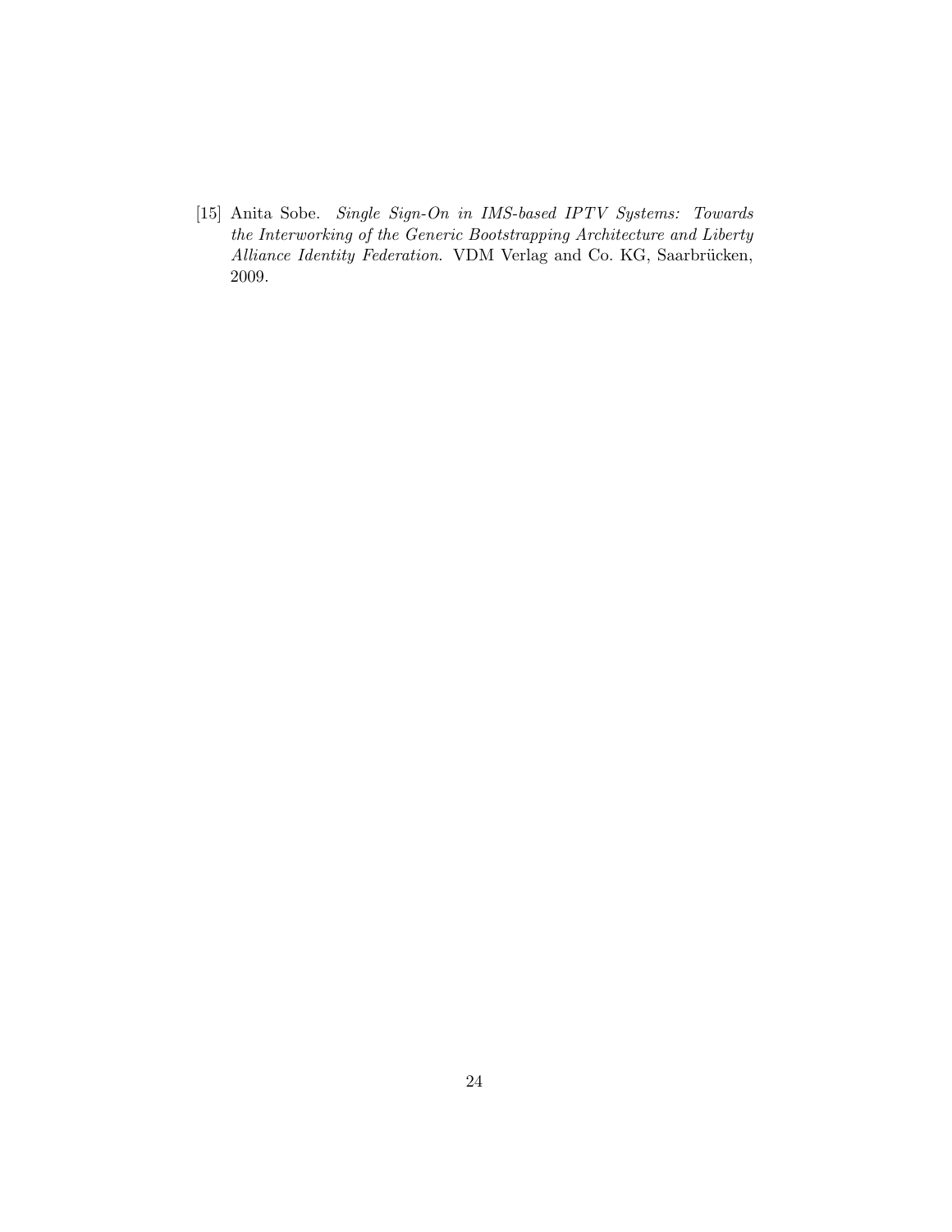[15] Anita Sobe. *Single Sign-On in IMS-based IPTV Systems: Towards the Interworking of the Generic Bootstrapping Architecture and Liberty Alliance Identity Federation*. VDM Verlag and Co. KG, Saarbrücken, 2009.